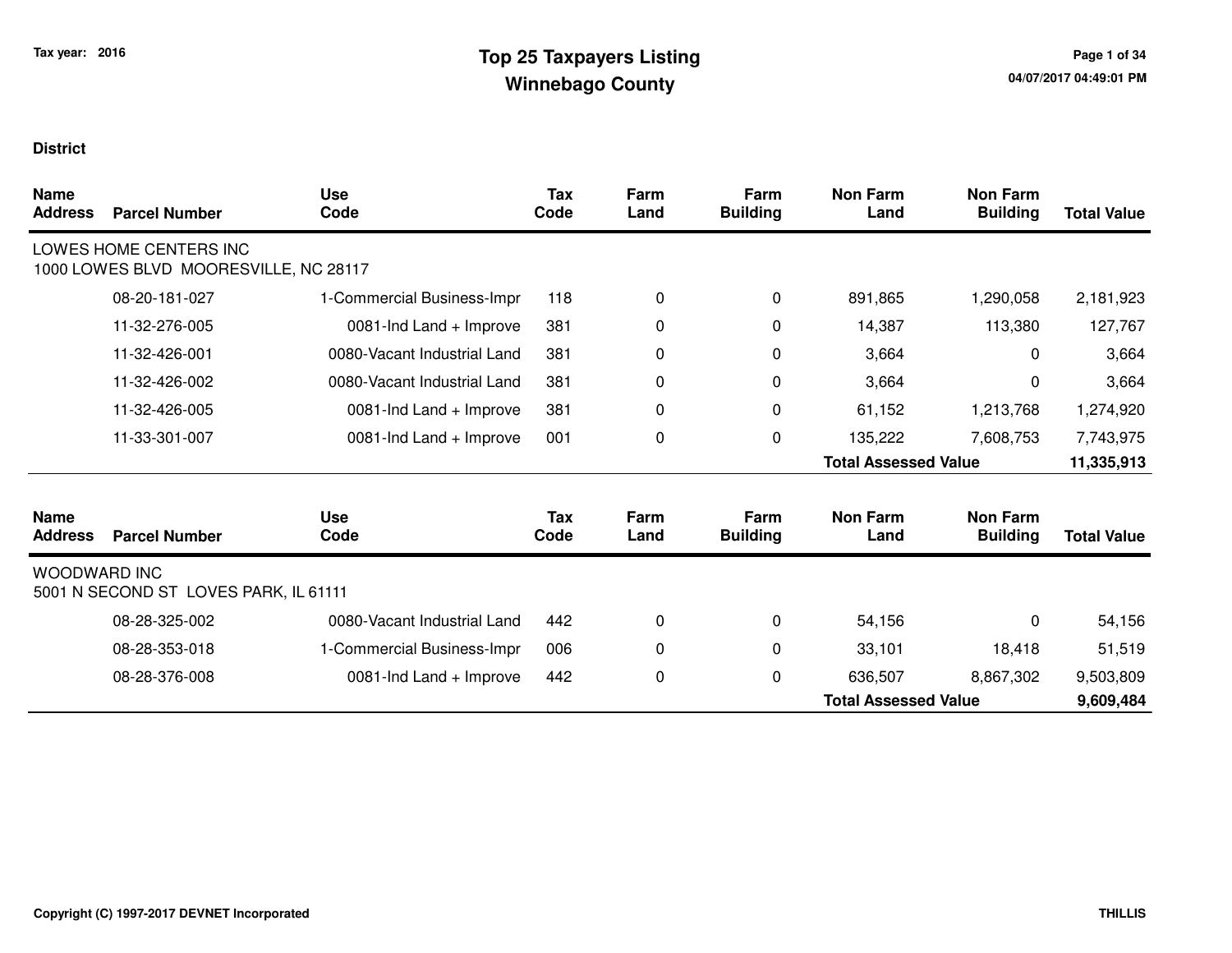Tax year: 2016

# Top 25 Taxpayers Listing
## Winnebago County

04/07/2017 04:49:01 PM

**District**

| Name Address | Parcel Number | Use Code | Tax Code | Farm Land | Farm Building | Non Farm Land | Non Farm Building | Total Value |
|---|---|---|---|---|---|---|---|---|
| LOWES HOME CENTERS INC<br>1000 LOWES BLVD MOORESVILLE, NC 28117 | | | | | | | | |
| | 08-20-181-027 | 1-Commercial Business-Impr | 118 | 0 | 0 | 891,865 | 1,290,058 | 2,181,923 |
| | 11-32-276-005 | 0081-Ind Land + Improve | 381 | 0 | 0 | 14,387 | 113,380 | 127,767 |
| | 11-32-426-001 | 0080-Vacant Industrial Land | 381 | 0 | 0 | 3,664 | 0 | 3,664 |
| | 11-32-426-002 | 0080-Vacant Industrial Land | 381 | 0 | 0 | 3,664 | 0 | 3,664 |
| | 11-32-426-005 | 0081-Ind Land + Improve | 381 | 0 | 0 | 61,152 | 1,213,768 | 1,274,920 |
| | 11-33-301-007 | 0081-Ind Land + Improve | 001 | 0 | 0 | 135,222 | 7,608,753 | 7,743,975 |
| | | | | | | **Total Assessed Value** | | **11,335,913** |

| Name Address | Parcel Number | Use Code | Tax Code | Farm Land | Farm Building | Non Farm Land | Non Farm Building | Total Value |
|---|---|---|---|---|---|---|---|---|
| WOODWARD INC<br>5001 N SECOND ST LOVES PARK, IL 61111 | | | | | | | | |
| | 08-28-325-002 | 0080-Vacant Industrial Land | 442 | 0 | 0 | 54,156 | 0 | 54,156 |
| | 08-28-353-018 | 1-Commercial Business-Impr | 006 | 0 | 0 | 33,101 | 18,418 | 51,519 |
| | 08-28-376-008 | 0081-Ind Land + Improve | 442 | 0 | 0 | 636,507 | 8,867,302 | 9,503,809 |
| | | | | | | **Total Assessed Value** | | **9,609,484** |

Copyright (C) 1997-2017 DEVNET Incorporated

THILLIS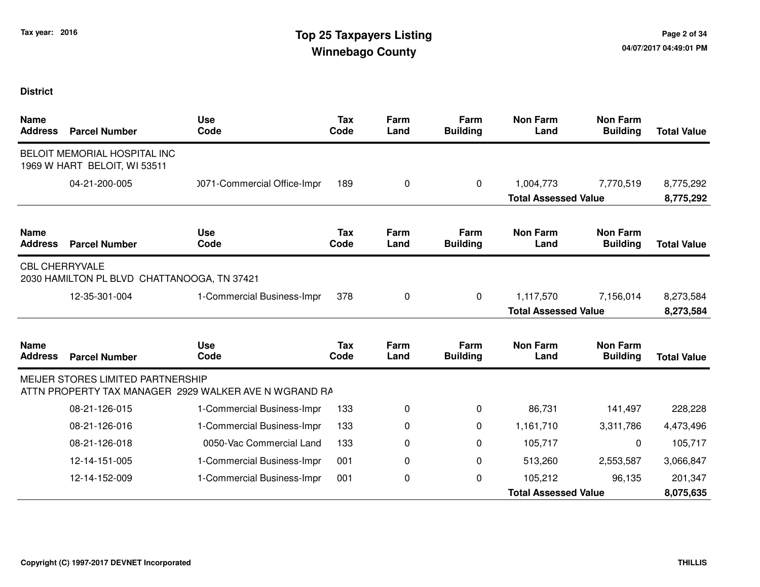Tax year: 2016

# Top 25 Taxpayers Listing
## Winnebago County

**District**

| Name / Address | Parcel Number | Use Code | Tax Code | Farm Land | Farm Building | Non Farm Land | Non Farm Building | Total Value |
|---|---|---|---|---|---|---|---|---|
| BELOIT MEMORIAL HOSPITAL INC<br>1969 W HART BELOIT, WI 53511 | | | | | | | | |
| | 04-21-200-005 | )071-Commercial Office-Impr | 189 | 0 | 0 | 1,004,773 | 7,770,519 | 8,775,292 |
| | | | | | | **Total Assessed Value** | | **8,775,292** |

| Name / Address | Parcel Number | Use Code | Tax Code | Farm Land | Farm Building | Non Farm Land | Non Farm Building | Total Value |
|---|---|---|---|---|---|---|---|---|
| CBL CHERRYVALE<br>2030 HAMILTON PL BLVD CHATTANOOGA, TN 37421 | | | | | | | | |
| | 12-35-301-004 | 1-Commercial Business-Impr | 378 | 0 | 0 | 1,117,570 | 7,156,014 | 8,273,584 |
| | | | | | | **Total Assessed Value** | | **8,273,584** |

| Name / Address | Parcel Number | Use Code | Tax Code | Farm Land | Farm Building | Non Farm Land | Non Farm Building | Total Value |
|---|---|---|---|---|---|---|---|---|
| MEIJER STORES LIMITED PARTNERSHIP<br>ATTN PROPERTY TAX MANAGER 2929 WALKER AVE N WGRAND RA | | | | | | | | |
| | 08-21-126-015 | 1-Commercial Business-Impr | 133 | 0 | 0 | 86,731 | 141,497 | 228,228 |
| | 08-21-126-016 | 1-Commercial Business-Impr | 133 | 0 | 0 | 1,161,710 | 3,311,786 | 4,473,496 |
| | 08-21-126-018 | 0050-Vac Commercial Land | 133 | 0 | 0 | 105,717 | 0 | 105,717 |
| | 12-14-151-005 | 1-Commercial Business-Impr | 001 | 0 | 0 | 513,260 | 2,553,587 | 3,066,847 |
| | 12-14-152-009 | 1-Commercial Business-Impr | 001 | 0 | 0 | 105,212 | 96,135 | 201,347 |
| | | | | | | **Total Assessed Value** | | **8,075,635** |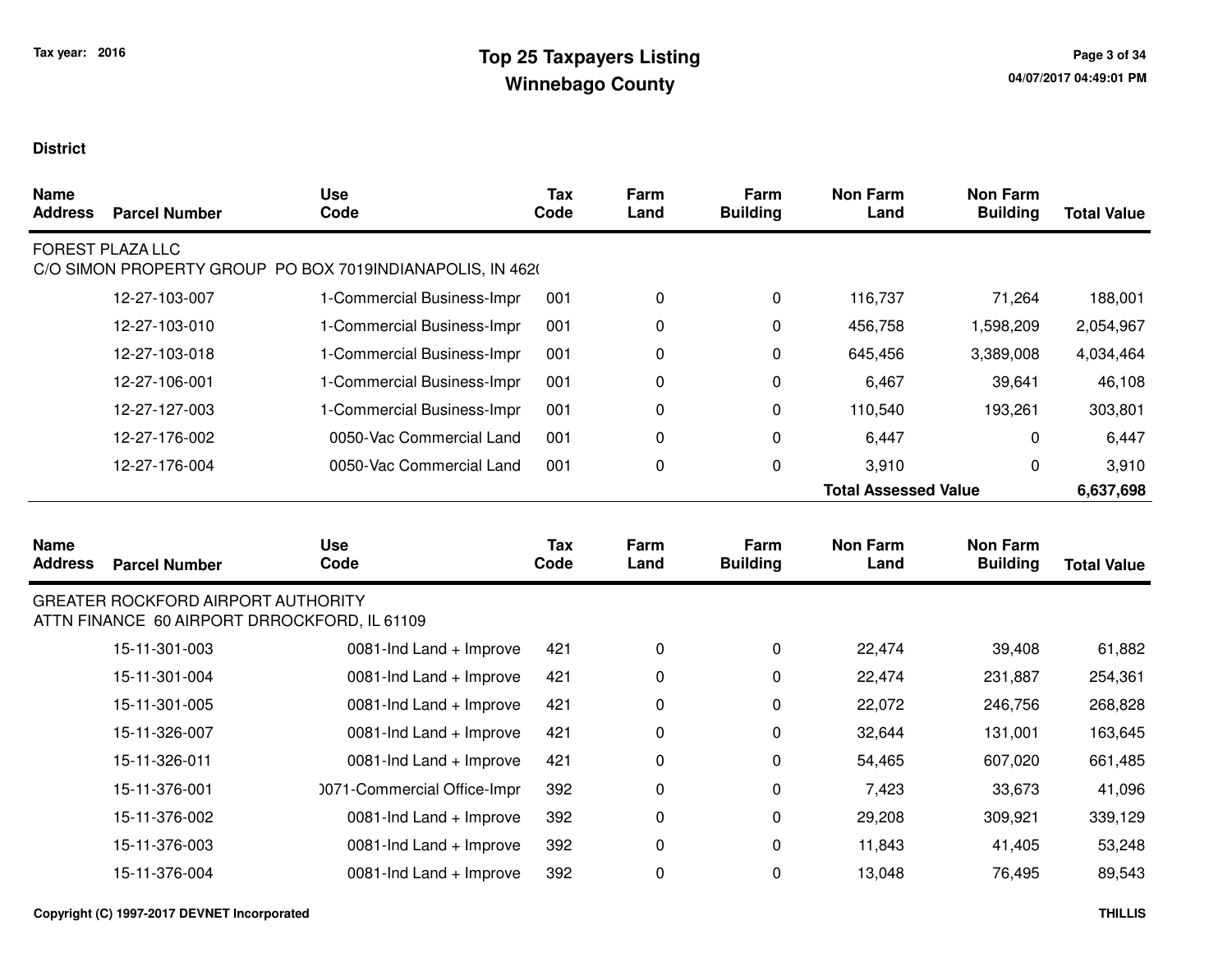# Top 25 Taxpayers Listing
## Winnebago County

Tax year: 2016

**District**

| Name Address | Parcel Number | Use Code | Tax Code | Farm Land | Farm Building | Non Farm Land | Non Farm Building | Total Value |
|---|---|---|---|---|---|---|---|---|
| FOREST PLAZA LLC<br>C/O SIMON PROPERTY GROUP PO BOX 7019INDIANAPOLIS, IN 462( | | | | | | | | |
| | 12-27-103-007 | 1-Commercial Business-Impr | 001 | 0 | 0 | 116,737 | 71,264 | 188,001 |
| | 12-27-103-010 | 1-Commercial Business-Impr | 001 | 0 | 0 | 456,758 | 1,598,209 | 2,054,967 |
| | 12-27-103-018 | 1-Commercial Business-Impr | 001 | 0 | 0 | 645,456 | 3,389,008 | 4,034,464 |
| | 12-27-106-001 | 1-Commercial Business-Impr | 001 | 0 | 0 | 6,467 | 39,641 | 46,108 |
| | 12-27-127-003 | 1-Commercial Business-Impr | 001 | 0 | 0 | 110,540 | 193,261 | 303,801 |
| | 12-27-176-002 | 0050-Vac Commercial Land | 001 | 0 | 0 | 6,447 | 0 | 6,447 |
| | 12-27-176-004 | 0050-Vac Commercial Land | 001 | 0 | 0 | 3,910 | 0 | 3,910 |
| | | | | | | **Total Assessed Value** | | **6,637,698** |

| Name Address | Parcel Number | Use Code | Tax Code | Farm Land | Farm Building | Non Farm Land | Non Farm Building | Total Value |
|---|---|---|---|---|---|---|---|---|
| GREATER ROCKFORD AIRPORT AUTHORITY<br>ATTN FINANCE 60 AIRPORT DRROCKFORD, IL 61109 | | | | | | | | |
| | 15-11-301-003 | 0081-Ind Land + Improve | 421 | 0 | 0 | 22,474 | 39,408 | 61,882 |
| | 15-11-301-004 | 0081-Ind Land + Improve | 421 | 0 | 0 | 22,474 | 231,887 | 254,361 |
| | 15-11-301-005 | 0081-Ind Land + Improve | 421 | 0 | 0 | 22,072 | 246,756 | 268,828 |
| | 15-11-326-007 | 0081-Ind Land + Improve | 421 | 0 | 0 | 32,644 | 131,001 | 163,645 |
| | 15-11-326-011 | 0081-Ind Land + Improve | 421 | 0 | 0 | 54,465 | 607,020 | 661,485 |
| | 15-11-376-001 | )071-Commercial Office-Impr | 392 | 0 | 0 | 7,423 | 33,673 | 41,096 |
| | 15-11-376-002 | 0081-Ind Land + Improve | 392 | 0 | 0 | 29,208 | 309,921 | 339,129 |
| | 15-11-376-003 | 0081-Ind Land + Improve | 392 | 0 | 0 | 11,843 | 41,405 | 53,248 |
| | 15-11-376-004 | 0081-Ind Land + Improve | 392 | 0 | 0 | 13,048 | 76,495 | 89,543 |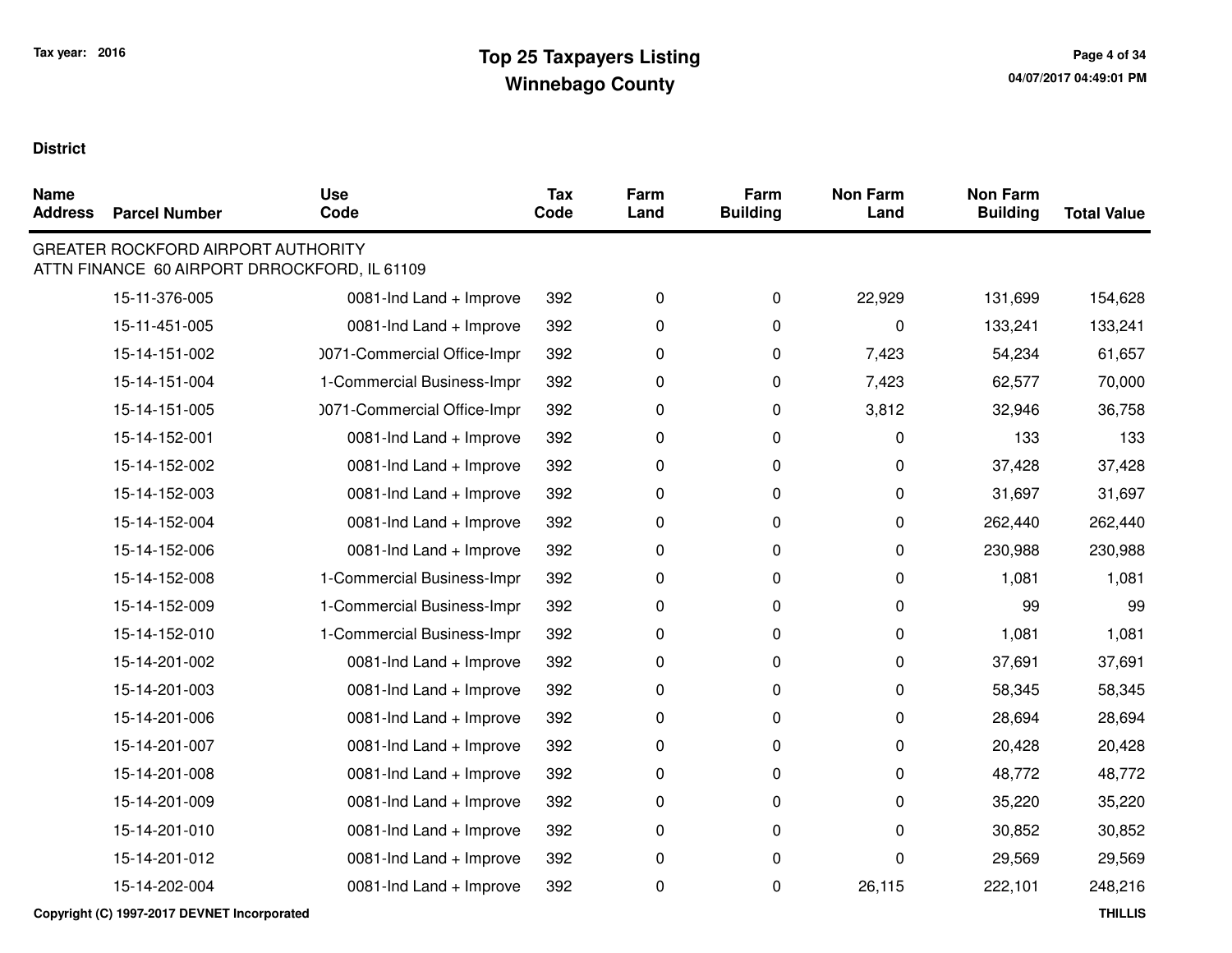**Tax year: 2016**

# Top 25 Taxpayers Listing
## Winnebago County

**District**

| Name Address | Parcel Number | Use Code | Tax Code | Farm Land | Farm Building | Non Farm Land | Non Farm Building | Total Value |
|---|---|---|---|---|---|---|---|---|
| GREATER ROCKFORD AIRPORT AUTHORITY<br>ATTN FINANCE 60 AIRPORT DRROCKFORD, IL 61109 | | | | | | | | |
| | 15-11-376-005 | 0081-Ind Land + Improve | 392 | 0 | 0 | 22,929 | 131,699 | 154,628 |
| | 15-11-451-005 | 0081-Ind Land + Improve | 392 | 0 | 0 | 0 | 133,241 | 133,241 |
| | 15-14-151-002 | )071-Commercial Office-Impr | 392 | 0 | 0 | 7,423 | 54,234 | 61,657 |
| | 15-14-151-004 | 1-Commercial Business-Impr | 392 | 0 | 0 | 7,423 | 62,577 | 70,000 |
| | 15-14-151-005 | )071-Commercial Office-Impr | 392 | 0 | 0 | 3,812 | 32,946 | 36,758 |
| | 15-14-152-001 | 0081-Ind Land + Improve | 392 | 0 | 0 | 0 | 133 | 133 |
| | 15-14-152-002 | 0081-Ind Land + Improve | 392 | 0 | 0 | 0 | 37,428 | 37,428 |
| | 15-14-152-003 | 0081-Ind Land + Improve | 392 | 0 | 0 | 0 | 31,697 | 31,697 |
| | 15-14-152-004 | 0081-Ind Land + Improve | 392 | 0 | 0 | 0 | 262,440 | 262,440 |
| | 15-14-152-006 | 0081-Ind Land + Improve | 392 | 0 | 0 | 0 | 230,988 | 230,988 |
| | 15-14-152-008 | 1-Commercial Business-Impr | 392 | 0 | 0 | 0 | 1,081 | 1,081 |
| | 15-14-152-009 | 1-Commercial Business-Impr | 392 | 0 | 0 | 0 | 99 | 99 |
| | 15-14-152-010 | 1-Commercial Business-Impr | 392 | 0 | 0 | 0 | 1,081 | 1,081 |
| | 15-14-201-002 | 0081-Ind Land + Improve | 392 | 0 | 0 | 0 | 37,691 | 37,691 |
| | 15-14-201-003 | 0081-Ind Land + Improve | 392 | 0 | 0 | 0 | 58,345 | 58,345 |
| | 15-14-201-006 | 0081-Ind Land + Improve | 392 | 0 | 0 | 0 | 28,694 | 28,694 |
| | 15-14-201-007 | 0081-Ind Land + Improve | 392 | 0 | 0 | 0 | 20,428 | 20,428 |
| | 15-14-201-008 | 0081-Ind Land + Improve | 392 | 0 | 0 | 0 | 48,772 | 48,772 |
| | 15-14-201-009 | 0081-Ind Land + Improve | 392 | 0 | 0 | 0 | 35,220 | 35,220 |
| | 15-14-201-010 | 0081-Ind Land + Improve | 392 | 0 | 0 | 0 | 30,852 | 30,852 |
| | 15-14-201-012 | 0081-Ind Land + Improve | 392 | 0 | 0 | 0 | 29,569 | 29,569 |
| | 15-14-202-004 | 0081-Ind Land + Improve | 392 | 0 | 0 | 26,115 | 222,101 | 248,216 |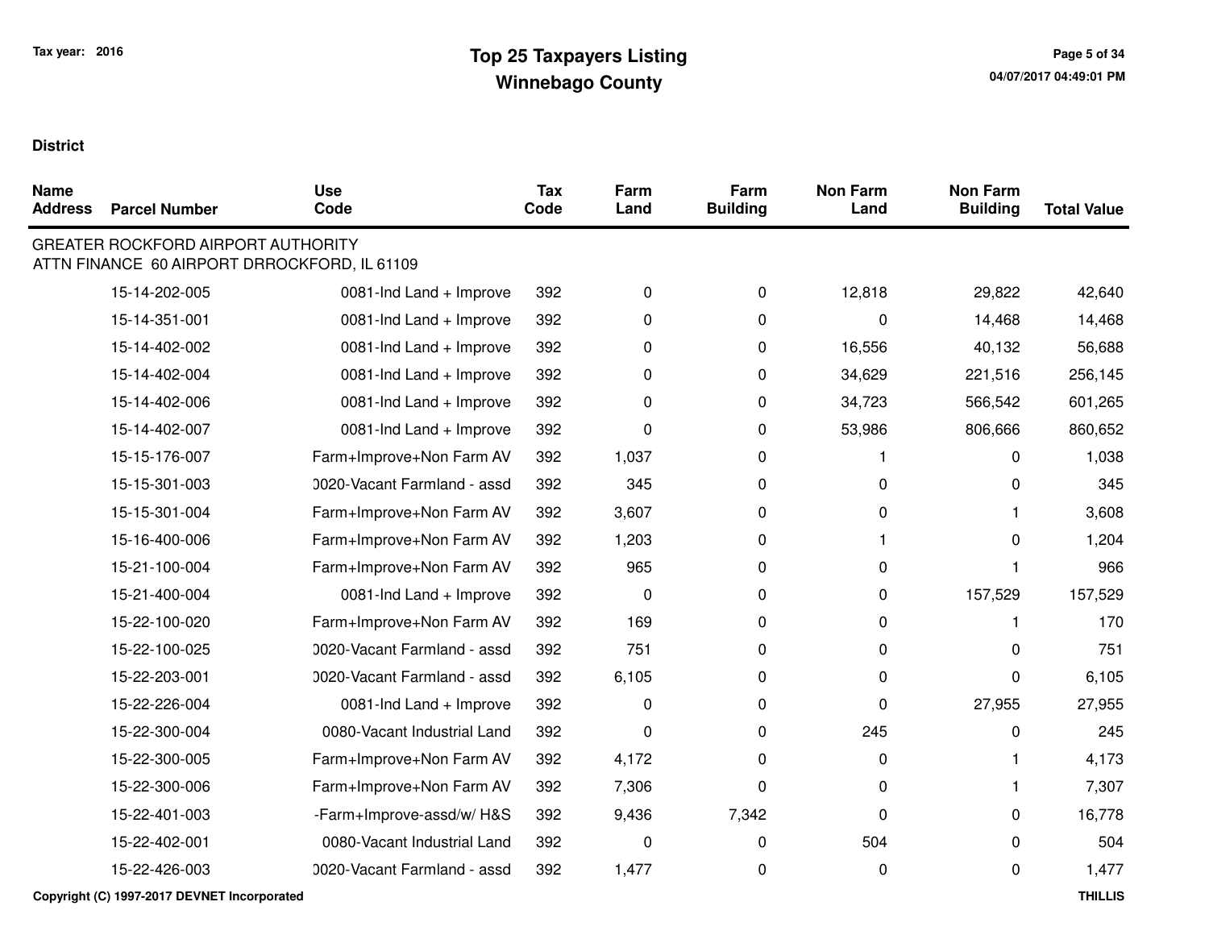**District**

| Name Address | Parcel Number | Use Code | Tax Code | Farm Land | Farm Building | Non Farm Land | Non Farm Building | Total Value |
|---|---|---|---|---|---|---|---|---|
| GREATER ROCKFORD AIRPORT AUTHORITY<br>ATTN FINANCE 60 AIRPORT DRROCKFORD, IL 61109 | | | | | | | | |
| | 15-14-202-005 | 0081-Ind Land + Improve | 392 | 0 | 0 | 12,818 | 29,822 | 42,640 |
| | 15-14-351-001 | 0081-Ind Land + Improve | 392 | 0 | 0 | 0 | 14,468 | 14,468 |
| | 15-14-402-002 | 0081-Ind Land + Improve | 392 | 0 | 0 | 16,556 | 40,132 | 56,688 |
| | 15-14-402-004 | 0081-Ind Land + Improve | 392 | 0 | 0 | 34,629 | 221,516 | 256,145 |
| | 15-14-402-006 | 0081-Ind Land + Improve | 392 | 0 | 0 | 34,723 | 566,542 | 601,265 |
| | 15-14-402-007 | 0081-Ind Land + Improve | 392 | 0 | 0 | 53,986 | 806,666 | 860,652 |
| | 15-15-176-007 | Farm+Improve+Non Farm AV | 392 | 1,037 | 0 | 1 | 0 | 1,038 |
| | 15-15-301-003 | 0020-Vacant Farmland - assd | 392 | 345 | 0 | 0 | 0 | 345 |
| | 15-15-301-004 | Farm+Improve+Non Farm AV | 392 | 3,607 | 0 | 0 | 1 | 3,608 |
| | 15-16-400-006 | Farm+Improve+Non Farm AV | 392 | 1,203 | 0 | 1 | 0 | 1,204 |
| | 15-21-100-004 | Farm+Improve+Non Farm AV | 392 | 965 | 0 | 0 | 1 | 966 |
| | 15-21-400-004 | 0081-Ind Land + Improve | 392 | 0 | 0 | 0 | 157,529 | 157,529 |
| | 15-22-100-020 | Farm+Improve+Non Farm AV | 392 | 169 | 0 | 0 | 1 | 170 |
| | 15-22-100-025 | 0020-Vacant Farmland - assd | 392 | 751 | 0 | 0 | 0 | 751 |
| | 15-22-203-001 | 0020-Vacant Farmland - assd | 392 | 6,105 | 0 | 0 | 0 | 6,105 |
| | 15-22-226-004 | 0081-Ind Land + Improve | 392 | 0 | 0 | 0 | 27,955 | 27,955 |
| | 15-22-300-004 | 0080-Vacant Industrial Land | 392 | 0 | 0 | 245 | 0 | 245 |
| | 15-22-300-005 | Farm+Improve+Non Farm AV | 392 | 4,172 | 0 | 0 | 1 | 4,173 |
| | 15-22-300-006 | Farm+Improve+Non Farm AV | 392 | 7,306 | 0 | 0 | 1 | 7,307 |
| | 15-22-401-003 | -Farm+Improve-assd/w/ H&S | 392 | 9,436 | 7,342 | 0 | 0 | 16,778 |
| | 15-22-402-001 | 0080-Vacant Industrial Land | 392 | 0 | 0 | 504 | 0 | 504 |
| | 15-22-426-003 | 0020-Vacant Farmland - assd | 392 | 1,477 | 0 | 0 | 0 | 1,477 |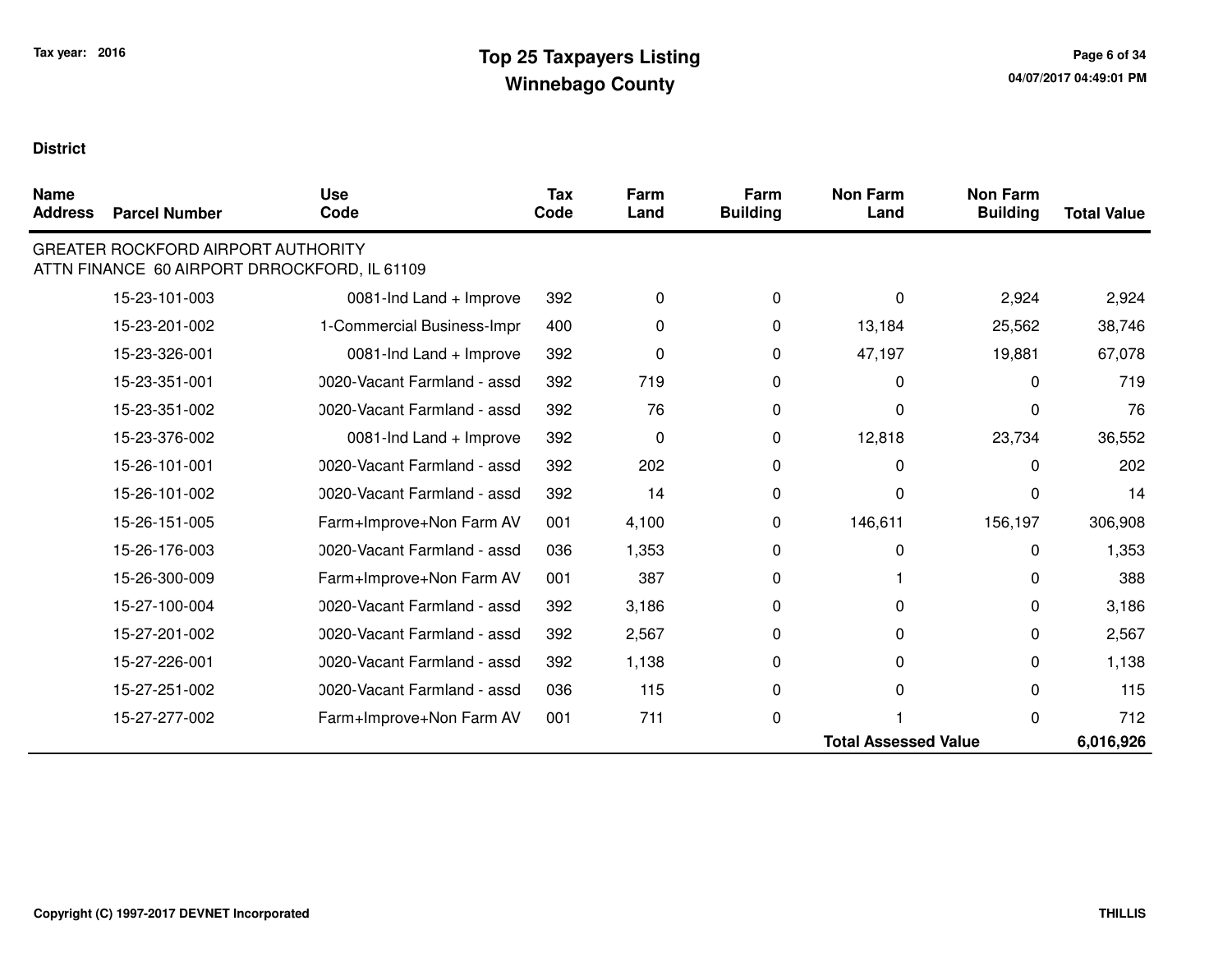# Top 25 Taxpayers Listing
## Winnebago County

Tax year: 2016

**District**

| Name Address | Parcel Number | Use Code | Tax Code | Farm Land | Farm Building | Non Farm Land | Non Farm Building | Total Value |
|---|---|---|---|---|---|---|---|---|
| GREATER ROCKFORD AIRPORT AUTHORITY<br>ATTN FINANCE 60 AIRPORT DRROCKFORD, IL 61109 | | | | | | | | |
| | 15-23-101-003 | 0081-Ind Land + Improve | 392 | 0 | 0 | 0 | 2,924 | 2,924 |
| | 15-23-201-002 | 1-Commercial Business-Impr | 400 | 0 | 0 | 13,184 | 25,562 | 38,746 |
| | 15-23-326-001 | 0081-Ind Land + Improve | 392 | 0 | 0 | 47,197 | 19,881 | 67,078 |
| | 15-23-351-001 | 0020-Vacant Farmland - assd | 392 | 719 | 0 | 0 | 0 | 719 |
| | 15-23-351-002 | 0020-Vacant Farmland - assd | 392 | 76 | 0 | 0 | 0 | 76 |
| | 15-23-376-002 | 0081-Ind Land + Improve | 392 | 0 | 0 | 12,818 | 23,734 | 36,552 |
| | 15-26-101-001 | 0020-Vacant Farmland - assd | 392 | 202 | 0 | 0 | 0 | 202 |
| | 15-26-101-002 | 0020-Vacant Farmland - assd | 392 | 14 | 0 | 0 | 0 | 14 |
| | 15-26-151-005 | Farm+Improve+Non Farm AV | 001 | 4,100 | 0 | 146,611 | 156,197 | 306,908 |
| | 15-26-176-003 | 0020-Vacant Farmland - assd | 036 | 1,353 | 0 | 0 | 0 | 1,353 |
| | 15-26-300-009 | Farm+Improve+Non Farm AV | 001 | 387 | 0 | 1 | 0 | 388 |
| | 15-27-100-004 | 0020-Vacant Farmland - assd | 392 | 3,186 | 0 | 0 | 0 | 3,186 |
| | 15-27-201-002 | 0020-Vacant Farmland - assd | 392 | 2,567 | 0 | 0 | 0 | 2,567 |
| | 15-27-226-001 | 0020-Vacant Farmland - assd | 392 | 1,138 | 0 | 0 | 0 | 1,138 |
| | 15-27-251-002 | 0020-Vacant Farmland - assd | 036 | 115 | 0 | 0 | 0 | 115 |
| | 15-27-277-002 | Farm+Improve+Non Farm AV | 001 | 711 | 0 | 1 | 0 | 712 |
| | | | | | | **Total Assessed Value** | | **6,016,926** |

Copyright (C) 1997-2017 DEVNET Incorporated

THILLIS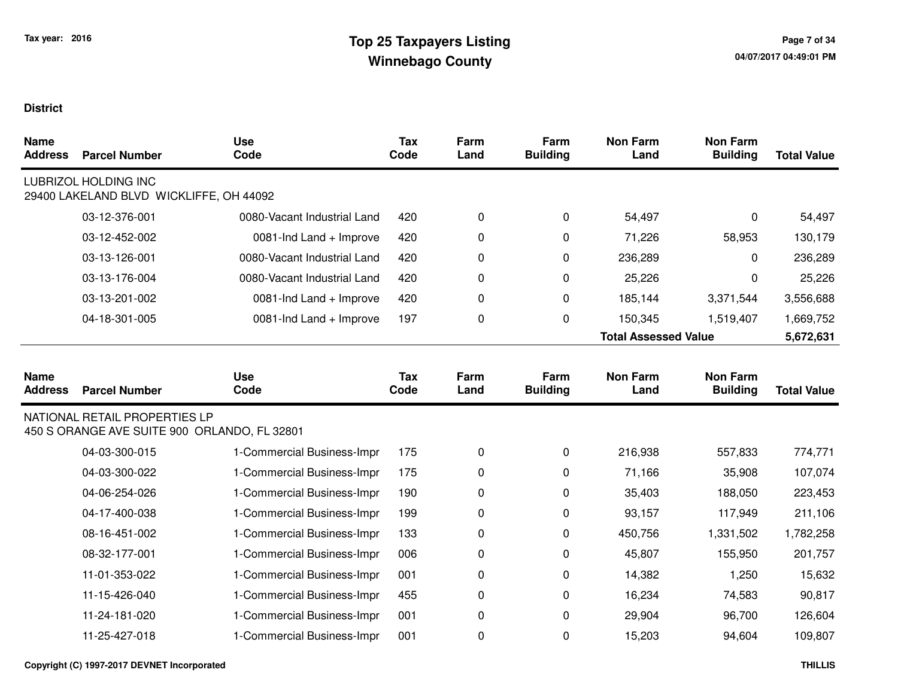# Top 25 Taxpayers Listing
## Winnebago County

Tax year: 2016

**District**

| Name Address | Parcel Number | Use Code | Tax Code | Farm Land | Farm Building | Non Farm Land | Non Farm Building | Total Value |
|---|---|---|---|---|---|---|---|---|
| LUBRIZOL HOLDING INC<br>29400 LAKELAND BLVD WICKLIFFE, OH 44092 | | | | | | | | |
| | 03-12-376-001 | 0080-Vacant Industrial Land | 420 | 0 | 0 | 54,497 | 0 | 54,497 |
| | 03-12-452-002 | 0081-Ind Land + Improve | 420 | 0 | 0 | 71,226 | 58,953 | 130,179 |
| | 03-13-126-001 | 0080-Vacant Industrial Land | 420 | 0 | 0 | 236,289 | 0 | 236,289 |
| | 03-13-176-004 | 0080-Vacant Industrial Land | 420 | 0 | 0 | 25,226 | 0 | 25,226 |
| | 03-13-201-002 | 0081-Ind Land + Improve | 420 | 0 | 0 | 185,144 | 3,371,544 | 3,556,688 |
| | 04-18-301-005 | 0081-Ind Land + Improve | 197 | 0 | 0 | 150,345 | 1,519,407 | 1,669,752 |
| | | | | | | **Total Assessed Value** | | **5,672,631** |

| Name Address | Parcel Number | Use Code | Tax Code | Farm Land | Farm Building | Non Farm Land | Non Farm Building | Total Value |
|---|---|---|---|---|---|---|---|---|
| NATIONAL RETAIL PROPERTIES LP<br>450 S ORANGE AVE SUITE 900 ORLANDO, FL 32801 | | | | | | | | |
| | 04-03-300-015 | 1-Commercial Business-Impr | 175 | 0 | 0 | 216,938 | 557,833 | 774,771 |
| | 04-03-300-022 | 1-Commercial Business-Impr | 175 | 0 | 0 | 71,166 | 35,908 | 107,074 |
| | 04-06-254-026 | 1-Commercial Business-Impr | 190 | 0 | 0 | 35,403 | 188,050 | 223,453 |
| | 04-17-400-038 | 1-Commercial Business-Impr | 199 | 0 | 0 | 93,157 | 117,949 | 211,106 |
| | 08-16-451-002 | 1-Commercial Business-Impr | 133 | 0 | 0 | 450,756 | 1,331,502 | 1,782,258 |
| | 08-32-177-001 | 1-Commercial Business-Impr | 006 | 0 | 0 | 45,807 | 155,950 | 201,757 |
| | 11-01-353-022 | 1-Commercial Business-Impr | 001 | 0 | 0 | 14,382 | 1,250 | 15,632 |
| | 11-15-426-040 | 1-Commercial Business-Impr | 455 | 0 | 0 | 16,234 | 74,583 | 90,817 |
| | 11-24-181-020 | 1-Commercial Business-Impr | 001 | 0 | 0 | 29,904 | 96,700 | 126,604 |
| | 11-25-427-018 | 1-Commercial Business-Impr | 001 | 0 | 0 | 15,203 | 94,604 | 109,807 |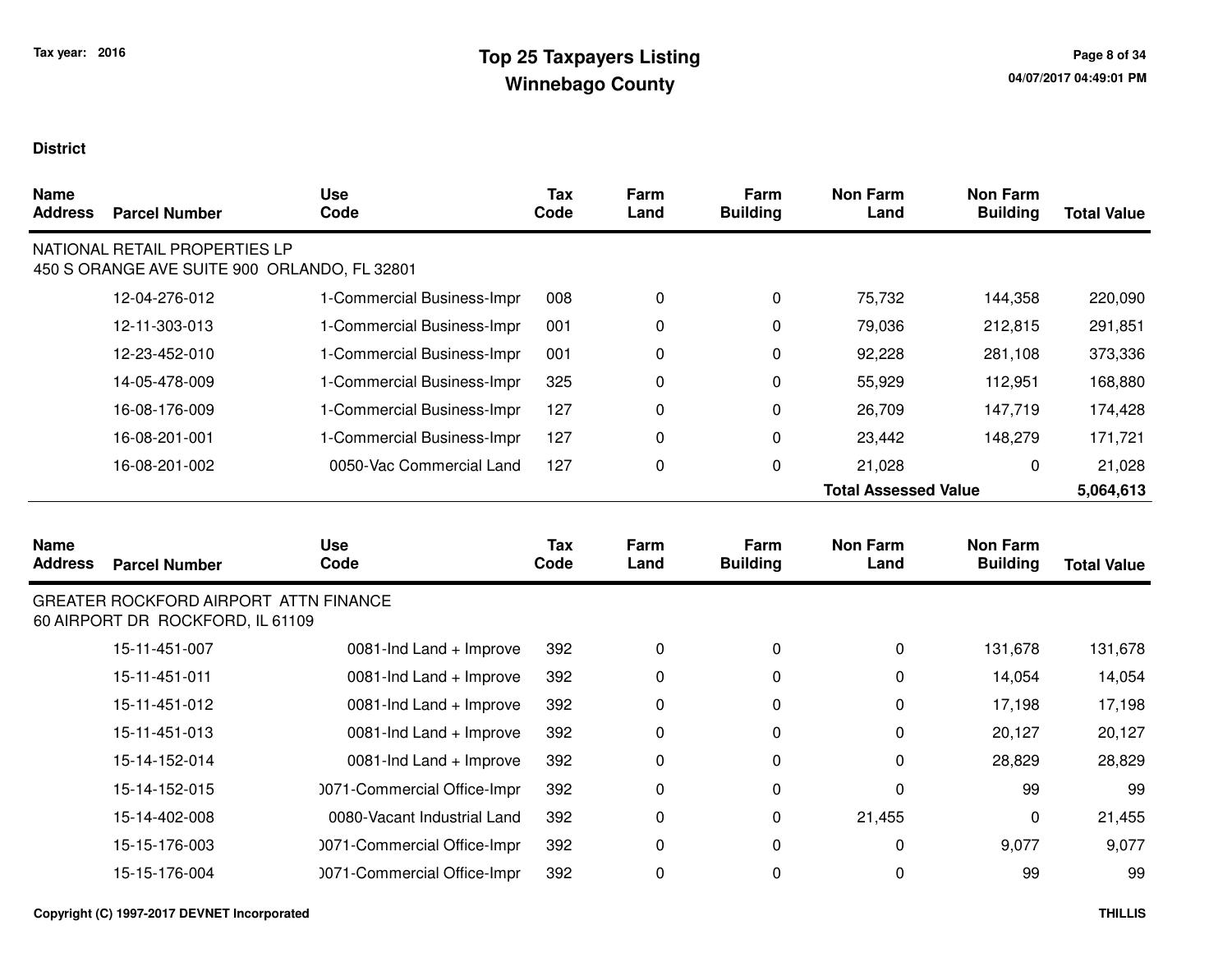# Top 25 Taxpayers Listing
## Winnebago County

Tax year: 2016

**District**

| Name / Address | Parcel Number | Use Code | Tax Code | Farm Land | Farm Building | Non Farm Land | Non Farm Building | Total Value |
|---|---|---|---|---|---|---|---|---|
| NATIONAL RETAIL PROPERTIES LP<br>450 S ORANGE AVE SUITE 900 ORLANDO, FL 32801 | | | | | | | | |
| | 12-04-276-012 | 1-Commercial Business-Impr | 008 | 0 | 0 | 75,732 | 144,358 | 220,090 |
| | 12-11-303-013 | 1-Commercial Business-Impr | 001 | 0 | 0 | 79,036 | 212,815 | 291,851 |
| | 12-23-452-010 | 1-Commercial Business-Impr | 001 | 0 | 0 | 92,228 | 281,108 | 373,336 |
| | 14-05-478-009 | 1-Commercial Business-Impr | 325 | 0 | 0 | 55,929 | 112,951 | 168,880 |
| | 16-08-176-009 | 1-Commercial Business-Impr | 127 | 0 | 0 | 26,709 | 147,719 | 174,428 |
| | 16-08-201-001 | 1-Commercial Business-Impr | 127 | 0 | 0 | 23,442 | 148,279 | 171,721 |
| | 16-08-201-002 | 0050-Vac Commercial Land | 127 | 0 | 0 | 21,028 | 0 | 21,028 |
| | | | | | | **Total Assessed Value** | | **5,064,613** |

| Name / Address | Parcel Number | Use Code | Tax Code | Farm Land | Farm Building | Non Farm Land | Non Farm Building | Total Value |
|---|---|---|---|---|---|---|---|---|
| GREATER ROCKFORD AIRPORT ATTN FINANCE<br>60 AIRPORT DR ROCKFORD, IL 61109 | | | | | | | | |
| | 15-11-451-007 | 0081-Ind Land + Improve | 392 | 0 | 0 | 0 | 131,678 | 131,678 |
| | 15-11-451-011 | 0081-Ind Land + Improve | 392 | 0 | 0 | 0 | 14,054 | 14,054 |
| | 15-11-451-012 | 0081-Ind Land + Improve | 392 | 0 | 0 | 0 | 17,198 | 17,198 |
| | 15-11-451-013 | 0081-Ind Land + Improve | 392 | 0 | 0 | 0 | 20,127 | 20,127 |
| | 15-14-152-014 | 0081-Ind Land + Improve | 392 | 0 | 0 | 0 | 28,829 | 28,829 |
| | 15-14-152-015 | 0071-Commercial Office-Impr | 392 | 0 | 0 | 0 | 99 | 99 |
| | 15-14-402-008 | 0080-Vacant Industrial Land | 392 | 0 | 0 | 21,455 | 0 | 21,455 |
| | 15-15-176-003 | 0071-Commercial Office-Impr | 392 | 0 | 0 | 0 | 9,077 | 9,077 |
| | 15-15-176-004 | 0071-Commercial Office-Impr | 392 | 0 | 0 | 0 | 99 | 99 |

Copyright (C) 1997-2017 DEVNET Incorporated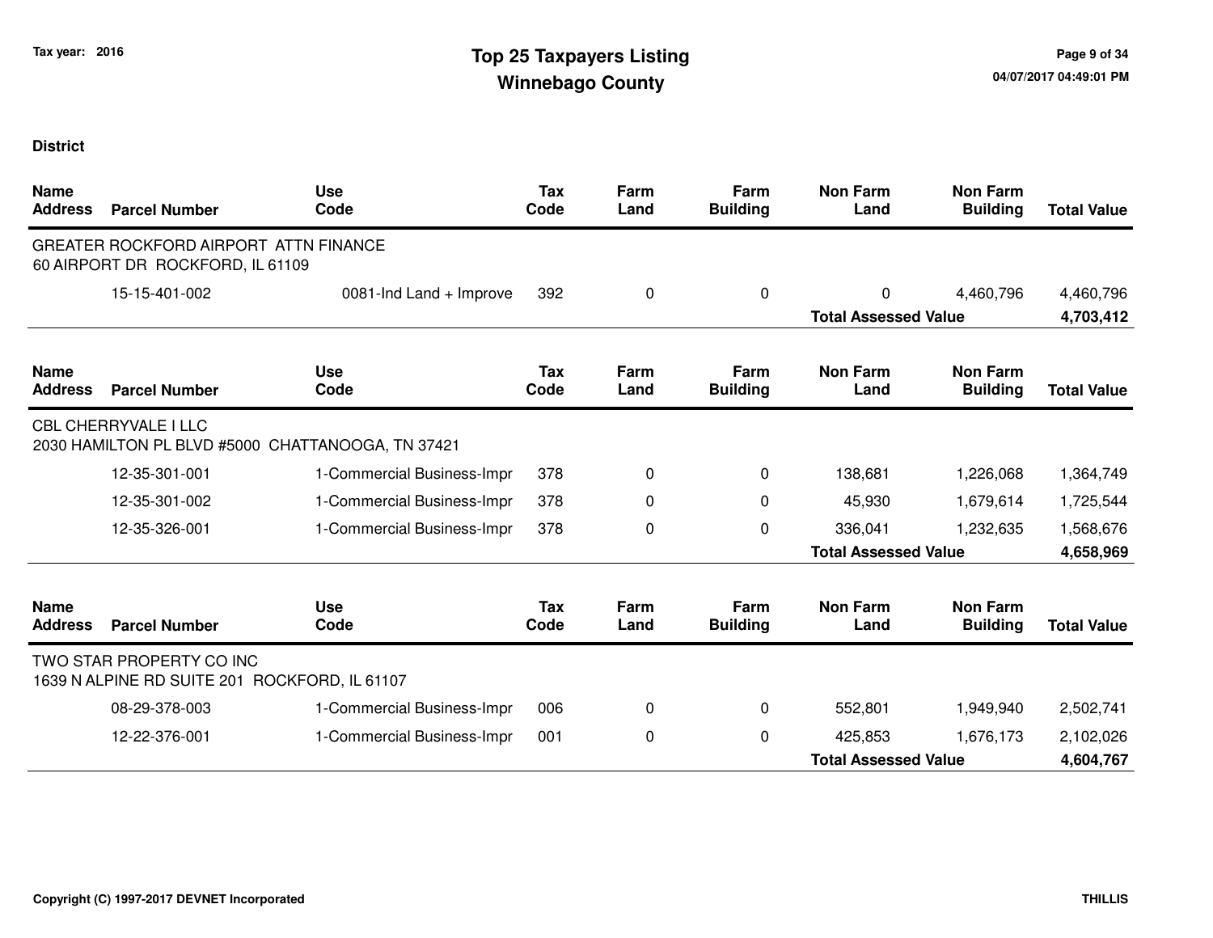# Top 25 Taxpayers Listing

## Winnebago County

Tax year: 2016

**District**

| Name Address | Parcel Number | Use Code | Tax Code | Farm Land | Farm Building | Non Farm Land | Non Farm Building | Total Value |
|---|---|---|---|---|---|---|---|---|
| GREATER ROCKFORD AIRPORT ATTN FINANCE 60 AIRPORT DR ROCKFORD, IL 61109 | | | | | | | | |
| | 15-15-401-002 | 0081-Ind Land + Improve | 392 | 0 | 0 | 0 | 4,460,796 | 4,460,796 |
| | | | | | | **Total Assessed Value** | | **4,703,412** |

| Name Address | Parcel Number | Use Code | Tax Code | Farm Land | Farm Building | Non Farm Land | Non Farm Building | Total Value |
|---|---|---|---|---|---|---|---|---|
| CBL CHERRYVALE I LLC 2030 HAMILTON PL BLVD #5000 CHATTANOOGA, TN 37421 | | | | | | | | |
| | 12-35-301-001 | 1-Commercial Business-Impr | 378 | 0 | 0 | 138,681 | 1,226,068 | 1,364,749 |
| | 12-35-301-002 | 1-Commercial Business-Impr | 378 | 0 | 0 | 45,930 | 1,679,614 | 1,725,544 |
| | 12-35-326-001 | 1-Commercial Business-Impr | 378 | 0 | 0 | 336,041 | 1,232,635 | 1,568,676 |
| | | | | | | **Total Assessed Value** | | **4,658,969** |

| Name Address | Parcel Number | Use Code | Tax Code | Farm Land | Farm Building | Non Farm Land | Non Farm Building | Total Value |
|---|---|---|---|---|---|---|---|---|
| TWO STAR PROPERTY CO INC 1639 N ALPINE RD SUITE 201 ROCKFORD, IL 61107 | | | | | | | | |
| | 08-29-378-003 | 1-Commercial Business-Impr | 006 | 0 | 0 | 552,801 | 1,949,940 | 2,502,741 |
| | 12-22-376-001 | 1-Commercial Business-Impr | 001 | 0 | 0 | 425,853 | 1,676,173 | 2,102,026 |
| | | | | | | **Total Assessed Value** | | **4,604,767** |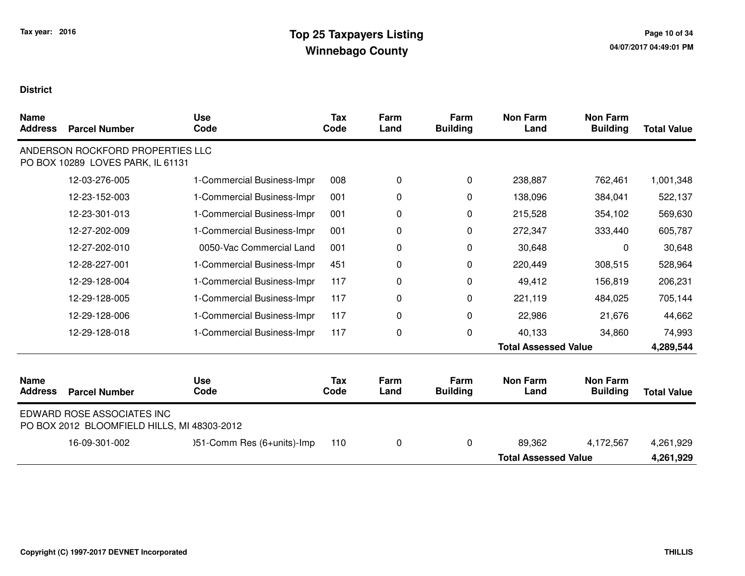Tax year: 2016

# Top 25 Taxpayers Listing
## Winnebago County

**District**

| Name Address | Parcel Number | Use Code | Tax Code | Farm Land | Farm Building | Non Farm Land | Non Farm Building | Total Value |
|---|---|---|---|---|---|---|---|---|
| ANDERSON ROCKFORD PROPERTIES LLC<br>PO BOX 10289 LOVES PARK, IL 61131 | | | | | | | | |
| | 12-03-276-005 | 1-Commercial Business-Impr | 008 | 0 | 0 | 238,887 | 762,461 | 1,001,348 |
| | 12-23-152-003 | 1-Commercial Business-Impr | 001 | 0 | 0 | 138,096 | 384,041 | 522,137 |
| | 12-23-301-013 | 1-Commercial Business-Impr | 001 | 0 | 0 | 215,528 | 354,102 | 569,630 |
| | 12-27-202-009 | 1-Commercial Business-Impr | 001 | 0 | 0 | 272,347 | 333,440 | 605,787 |
| | 12-27-202-010 | 0050-Vac Commercial Land | 001 | 0 | 0 | 30,648 | 0 | 30,648 |
| | 12-28-227-001 | 1-Commercial Business-Impr | 451 | 0 | 0 | 220,449 | 308,515 | 528,964 |
| | 12-29-128-004 | 1-Commercial Business-Impr | 117 | 0 | 0 | 49,412 | 156,819 | 206,231 |
| | 12-29-128-005 | 1-Commercial Business-Impr | 117 | 0 | 0 | 221,119 | 484,025 | 705,144 |
| | 12-29-128-006 | 1-Commercial Business-Impr | 117 | 0 | 0 | 22,986 | 21,676 | 44,662 |
| | 12-29-128-018 | 1-Commercial Business-Impr | 117 | 0 | 0 | 40,133 | 34,860 | 74,993 |
| | | | | | | **Total Assessed Value** | | **4,289,544** |

| Name Address | Parcel Number | Use Code | Tax Code | Farm Land | Farm Building | Non Farm Land | Non Farm Building | Total Value |
|---|---|---|---|---|---|---|---|---|
| EDWARD ROSE ASSOCIATES INC<br>PO BOX 2012 BLOOMFIELD HILLS, MI 48303-2012 | | | | | | | | |
| | 16-09-301-002 | )51-Comm Res (6+units)-Imp | 110 | 0 | 0 | 89,362 | 4,172,567 | 4,261,929 |
| | | | | | | **Total Assessed Value** | | **4,261,929** |

**Copyright (C) 1997-2017 DEVNET Incorporated**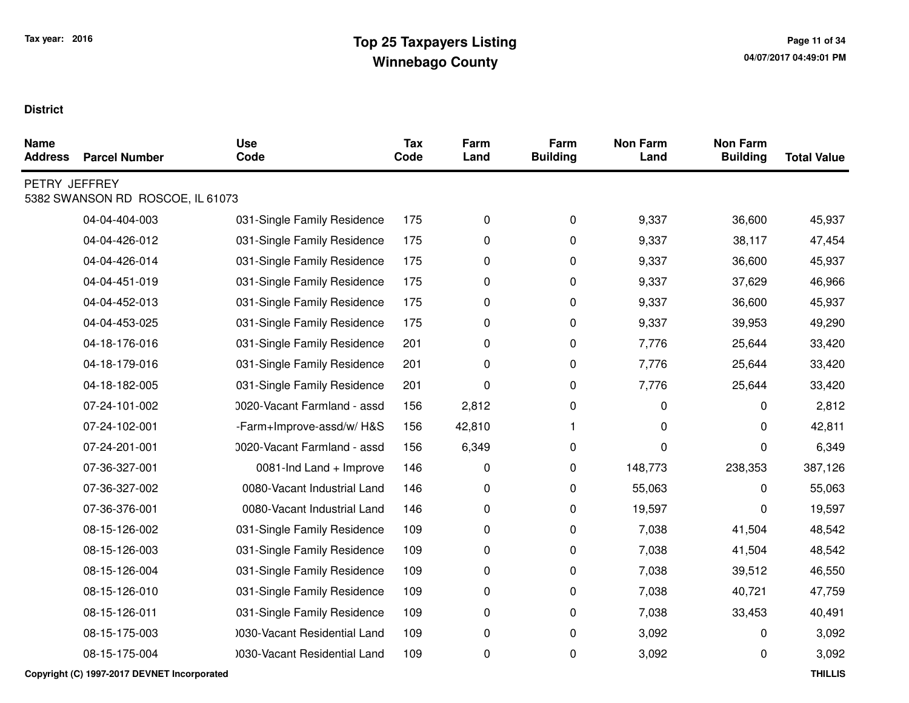# Top 25 Taxpayers Listing

## Winnebago County

Tax year: 2016

**District**

| Name Address | Parcel Number | Use Code | Tax Code | Farm Land | Farm Building | Non Farm Land | Non Farm Building | Total Value |
|---|---|---|---|---|---|---|---|---|
| PETRY JEFFREY<br>5382 SWANSON RD ROSCOE, IL 61073 | | | | | | | | |
| | 04-04-404-003 | 031-Single Family Residence | 175 | 0 | 0 | 9,337 | 36,600 | 45,937 |
| | 04-04-426-012 | 031-Single Family Residence | 175 | 0 | 0 | 9,337 | 38,117 | 47,454 |
| | 04-04-426-014 | 031-Single Family Residence | 175 | 0 | 0 | 9,337 | 36,600 | 45,937 |
| | 04-04-451-019 | 031-Single Family Residence | 175 | 0 | 0 | 9,337 | 37,629 | 46,966 |
| | 04-04-452-013 | 031-Single Family Residence | 175 | 0 | 0 | 9,337 | 36,600 | 45,937 |
| | 04-04-453-025 | 031-Single Family Residence | 175 | 0 | 0 | 9,337 | 39,953 | 49,290 |
| | 04-18-176-016 | 031-Single Family Residence | 201 | 0 | 0 | 7,776 | 25,644 | 33,420 |
| | 04-18-179-016 | 031-Single Family Residence | 201 | 0 | 0 | 7,776 | 25,644 | 33,420 |
| | 04-18-182-005 | 031-Single Family Residence | 201 | 0 | 0 | 7,776 | 25,644 | 33,420 |
| | 07-24-101-002 | 0020-Vacant Farmland - assd | 156 | 2,812 | 0 | 0 | 0 | 2,812 |
| | 07-24-102-001 | -Farm+Improve-assd/w/ H&S | 156 | 42,810 | 1 | 0 | 0 | 42,811 |
| | 07-24-201-001 | 0020-Vacant Farmland - assd | 156 | 6,349 | 0 | 0 | 0 | 6,349 |
| | 07-36-327-001 | 0081-Ind Land + Improve | 146 | 0 | 0 | 148,773 | 238,353 | 387,126 |
| | 07-36-327-002 | 0080-Vacant Industrial Land | 146 | 0 | 0 | 55,063 | 0 | 55,063 |
| | 07-36-376-001 | 0080-Vacant Industrial Land | 146 | 0 | 0 | 19,597 | 0 | 19,597 |
| | 08-15-126-002 | 031-Single Family Residence | 109 | 0 | 0 | 7,038 | 41,504 | 48,542 |
| | 08-15-126-003 | 031-Single Family Residence | 109 | 0 | 0 | 7,038 | 41,504 | 48,542 |
| | 08-15-126-004 | 031-Single Family Residence | 109 | 0 | 0 | 7,038 | 39,512 | 46,550 |
| | 08-15-126-010 | 031-Single Family Residence | 109 | 0 | 0 | 7,038 | 40,721 | 47,759 |
| | 08-15-126-011 | 031-Single Family Residence | 109 | 0 | 0 | 7,038 | 33,453 | 40,491 |
| | 08-15-175-003 | 0030-Vacant Residential Land | 109 | 0 | 0 | 3,092 | 0 | 3,092 |
| | 08-15-175-004 | 0030-Vacant Residential Land | 109 | 0 | 0 | 3,092 | 0 | 3,092 |

Copyright (C) 1997-2017 DEVNET Incorporated

THILLIS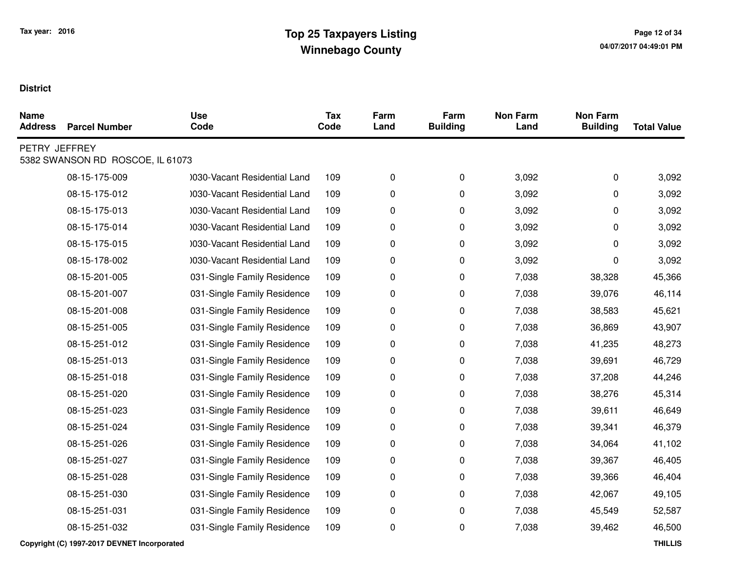**District**

| Name Address | Parcel Number | Use Code | Tax Code | Farm Land | Farm Building | Non Farm Land | Non Farm Building | Total Value |
|---|---|---|---|---|---|---|---|---|
| PETRY JEFFREY | | | | | | | | |
| 5382 SWANSON RD ROSCOE, IL 61073 | | | | | | | | |
| | 08-15-175-009 | )030-Vacant Residential Land | 109 | 0 | 0 | 3,092 | 0 | 3,092 |
| | 08-15-175-012 | )030-Vacant Residential Land | 109 | 0 | 0 | 3,092 | 0 | 3,092 |
| | 08-15-175-013 | )030-Vacant Residential Land | 109 | 0 | 0 | 3,092 | 0 | 3,092 |
| | 08-15-175-014 | )030-Vacant Residential Land | 109 | 0 | 0 | 3,092 | 0 | 3,092 |
| | 08-15-175-015 | )030-Vacant Residential Land | 109 | 0 | 0 | 3,092 | 0 | 3,092 |
| | 08-15-178-002 | )030-Vacant Residential Land | 109 | 0 | 0 | 3,092 | 0 | 3,092 |
| | 08-15-201-005 | 031-Single Family Residence | 109 | 0 | 0 | 7,038 | 38,328 | 45,366 |
| | 08-15-201-007 | 031-Single Family Residence | 109 | 0 | 0 | 7,038 | 39,076 | 46,114 |
| | 08-15-201-008 | 031-Single Family Residence | 109 | 0 | 0 | 7,038 | 38,583 | 45,621 |
| | 08-15-251-005 | 031-Single Family Residence | 109 | 0 | 0 | 7,038 | 36,869 | 43,907 |
| | 08-15-251-012 | 031-Single Family Residence | 109 | 0 | 0 | 7,038 | 41,235 | 48,273 |
| | 08-15-251-013 | 031-Single Family Residence | 109 | 0 | 0 | 7,038 | 39,691 | 46,729 |
| | 08-15-251-018 | 031-Single Family Residence | 109 | 0 | 0 | 7,038 | 37,208 | 44,246 |
| | 08-15-251-020 | 031-Single Family Residence | 109 | 0 | 0 | 7,038 | 38,276 | 45,314 |
| | 08-15-251-023 | 031-Single Family Residence | 109 | 0 | 0 | 7,038 | 39,611 | 46,649 |
| | 08-15-251-024 | 031-Single Family Residence | 109 | 0 | 0 | 7,038 | 39,341 | 46,379 |
| | 08-15-251-026 | 031-Single Family Residence | 109 | 0 | 0 | 7,038 | 34,064 | 41,102 |
| | 08-15-251-027 | 031-Single Family Residence | 109 | 0 | 0 | 7,038 | 39,367 | 46,405 |
| | 08-15-251-028 | 031-Single Family Residence | 109 | 0 | 0 | 7,038 | 39,366 | 46,404 |
| | 08-15-251-030 | 031-Single Family Residence | 109 | 0 | 0 | 7,038 | 42,067 | 49,105 |
| | 08-15-251-031 | 031-Single Family Residence | 109 | 0 | 0 | 7,038 | 45,549 | 52,587 |
| | 08-15-251-032 | 031-Single Family Residence | 109 | 0 | 0 | 7,038 | 39,462 | 46,500 |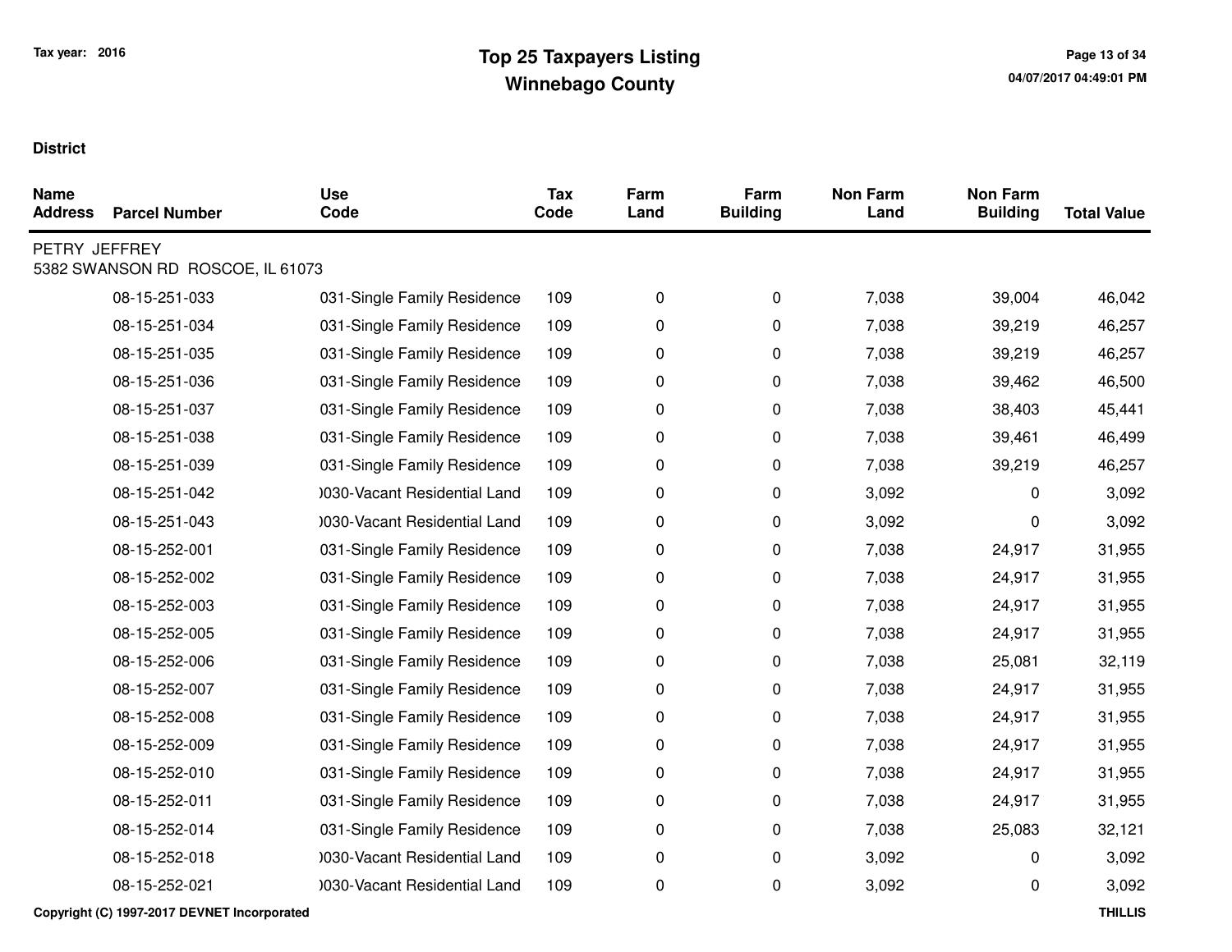**Tax year: 2016**

# Top 25 Taxpayers Listing
## Winnebago County

**District**

| Name Address | Parcel Number | Use Code | Tax Code | Farm Land | Farm Building | Non Farm Land | Non Farm Building | Total Value |
|---|---|---|---|---|---|---|---|---|
| PETRY JEFFREY<br>5382 SWANSON RD ROSCOE, IL 61073 | | | | | | | | |
| | 08-15-251-033 | 031-Single Family Residence | 109 | 0 | 0 | 7,038 | 39,004 | 46,042 |
| | 08-15-251-034 | 031-Single Family Residence | 109 | 0 | 0 | 7,038 | 39,219 | 46,257 |
| | 08-15-251-035 | 031-Single Family Residence | 109 | 0 | 0 | 7,038 | 39,219 | 46,257 |
| | 08-15-251-036 | 031-Single Family Residence | 109 | 0 | 0 | 7,038 | 39,462 | 46,500 |
| | 08-15-251-037 | 031-Single Family Residence | 109 | 0 | 0 | 7,038 | 38,403 | 45,441 |
| | 08-15-251-038 | 031-Single Family Residence | 109 | 0 | 0 | 7,038 | 39,461 | 46,499 |
| | 08-15-251-039 | 031-Single Family Residence | 109 | 0 | 0 | 7,038 | 39,219 | 46,257 |
| | 08-15-251-042 | )030-Vacant Residential Land | 109 | 0 | 0 | 3,092 | 0 | 3,092 |
| | 08-15-251-043 | )030-Vacant Residential Land | 109 | 0 | 0 | 3,092 | 0 | 3,092 |
| | 08-15-252-001 | 031-Single Family Residence | 109 | 0 | 0 | 7,038 | 24,917 | 31,955 |
| | 08-15-252-002 | 031-Single Family Residence | 109 | 0 | 0 | 7,038 | 24,917 | 31,955 |
| | 08-15-252-003 | 031-Single Family Residence | 109 | 0 | 0 | 7,038 | 24,917 | 31,955 |
| | 08-15-252-005 | 031-Single Family Residence | 109 | 0 | 0 | 7,038 | 24,917 | 31,955 |
| | 08-15-252-006 | 031-Single Family Residence | 109 | 0 | 0 | 7,038 | 25,081 | 32,119 |
| | 08-15-252-007 | 031-Single Family Residence | 109 | 0 | 0 | 7,038 | 24,917 | 31,955 |
| | 08-15-252-008 | 031-Single Family Residence | 109 | 0 | 0 | 7,038 | 24,917 | 31,955 |
| | 08-15-252-009 | 031-Single Family Residence | 109 | 0 | 0 | 7,038 | 24,917 | 31,955 |
| | 08-15-252-010 | 031-Single Family Residence | 109 | 0 | 0 | 7,038 | 24,917 | 31,955 |
| | 08-15-252-011 | 031-Single Family Residence | 109 | 0 | 0 | 7,038 | 24,917 | 31,955 |
| | 08-15-252-014 | 031-Single Family Residence | 109 | 0 | 0 | 7,038 | 25,083 | 32,121 |
| | 08-15-252-018 | )030-Vacant Residential Land | 109 | 0 | 0 | 3,092 | 0 | 3,092 |
| | 08-15-252-021 | )030-Vacant Residential Land | 109 | 0 | 0 | 3,092 | 0 | 3,092 |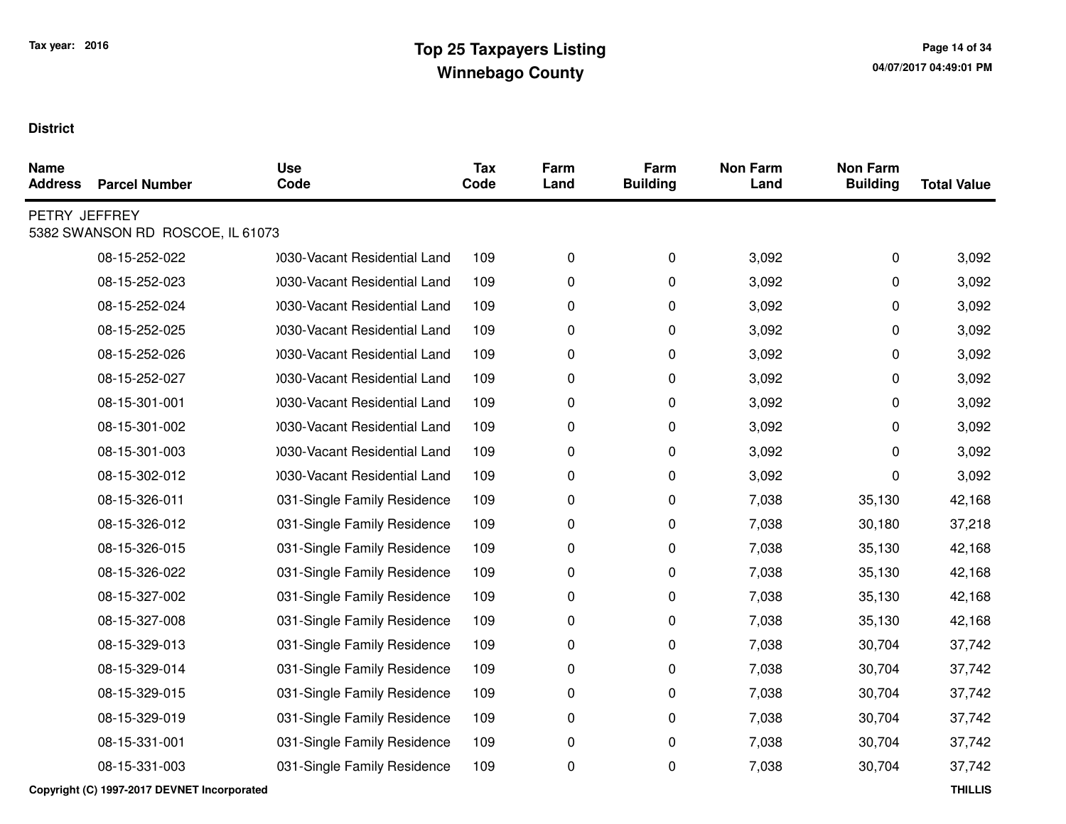Tax year: 2016

# Top 25 Taxpayers Listing
## Winnebago County

**District**

| Name Address | Parcel Number | Use Code | Tax Code | Farm Land | Farm Building | Non Farm Land | Non Farm Building | Total Value |
|---|---|---|---|---|---|---|---|---|
| PETRY JEFFREY<br>5382 SWANSON RD ROSCOE, IL 61073 | | | | | | | | |
| | 08-15-252-022 | )030-Vacant Residential Land | 109 | 0 | 0 | 3,092 | 0 | 3,092 |
| | 08-15-252-023 | )030-Vacant Residential Land | 109 | 0 | 0 | 3,092 | 0 | 3,092 |
| | 08-15-252-024 | )030-Vacant Residential Land | 109 | 0 | 0 | 3,092 | 0 | 3,092 |
| | 08-15-252-025 | )030-Vacant Residential Land | 109 | 0 | 0 | 3,092 | 0 | 3,092 |
| | 08-15-252-026 | )030-Vacant Residential Land | 109 | 0 | 0 | 3,092 | 0 | 3,092 |
| | 08-15-252-027 | )030-Vacant Residential Land | 109 | 0 | 0 | 3,092 | 0 | 3,092 |
| | 08-15-301-001 | )030-Vacant Residential Land | 109 | 0 | 0 | 3,092 | 0 | 3,092 |
| | 08-15-301-002 | )030-Vacant Residential Land | 109 | 0 | 0 | 3,092 | 0 | 3,092 |
| | 08-15-301-003 | )030-Vacant Residential Land | 109 | 0 | 0 | 3,092 | 0 | 3,092 |
| | 08-15-302-012 | )030-Vacant Residential Land | 109 | 0 | 0 | 3,092 | 0 | 3,092 |
| | 08-15-326-011 | 031-Single Family Residence | 109 | 0 | 0 | 7,038 | 35,130 | 42,168 |
| | 08-15-326-012 | 031-Single Family Residence | 109 | 0 | 0 | 7,038 | 30,180 | 37,218 |
| | 08-15-326-015 | 031-Single Family Residence | 109 | 0 | 0 | 7,038 | 35,130 | 42,168 |
| | 08-15-326-022 | 031-Single Family Residence | 109 | 0 | 0 | 7,038 | 35,130 | 42,168 |
| | 08-15-327-002 | 031-Single Family Residence | 109 | 0 | 0 | 7,038 | 35,130 | 42,168 |
| | 08-15-327-008 | 031-Single Family Residence | 109 | 0 | 0 | 7,038 | 35,130 | 42,168 |
| | 08-15-329-013 | 031-Single Family Residence | 109 | 0 | 0 | 7,038 | 30,704 | 37,742 |
| | 08-15-329-014 | 031-Single Family Residence | 109 | 0 | 0 | 7,038 | 30,704 | 37,742 |
| | 08-15-329-015 | 031-Single Family Residence | 109 | 0 | 0 | 7,038 | 30,704 | 37,742 |
| | 08-15-329-019 | 031-Single Family Residence | 109 | 0 | 0 | 7,038 | 30,704 | 37,742 |
| | 08-15-331-001 | 031-Single Family Residence | 109 | 0 | 0 | 7,038 | 30,704 | 37,742 |
| | 08-15-331-003 | 031-Single Family Residence | 109 | 0 | 0 | 7,038 | 30,704 | 37,742 |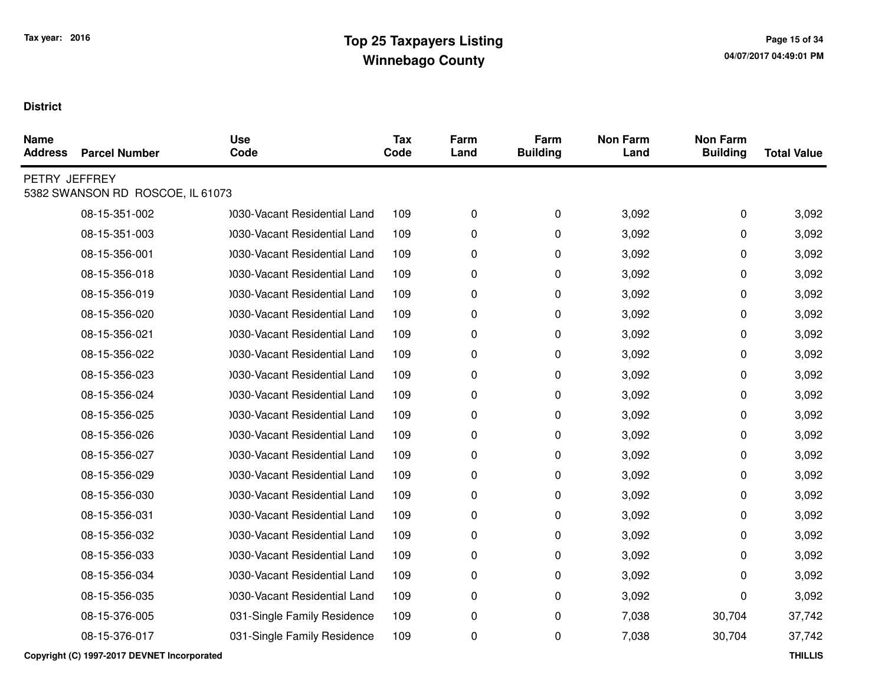Tax year: 2016

# Top 25 Taxpayers Listing
## Winnebago County

**District**

| Name Address | Parcel Number | Use Code | Tax Code | Farm Land | Farm Building | Non Farm Land | Non Farm Building | Total Value |
|---|---|---|---|---|---|---|---|---|
| PETRY JEFFREY<br>5382 SWANSON RD ROSCOE, IL 61073 | | | | | | | | |
| | 08-15-351-002 | )030-Vacant Residential Land | 109 | 0 | 0 | 3,092 | 0 | 3,092 |
| | 08-15-351-003 | )030-Vacant Residential Land | 109 | 0 | 0 | 3,092 | 0 | 3,092 |
| | 08-15-356-001 | )030-Vacant Residential Land | 109 | 0 | 0 | 3,092 | 0 | 3,092 |
| | 08-15-356-018 | )030-Vacant Residential Land | 109 | 0 | 0 | 3,092 | 0 | 3,092 |
| | 08-15-356-019 | )030-Vacant Residential Land | 109 | 0 | 0 | 3,092 | 0 | 3,092 |
| | 08-15-356-020 | )030-Vacant Residential Land | 109 | 0 | 0 | 3,092 | 0 | 3,092 |
| | 08-15-356-021 | )030-Vacant Residential Land | 109 | 0 | 0 | 3,092 | 0 | 3,092 |
| | 08-15-356-022 | )030-Vacant Residential Land | 109 | 0 | 0 | 3,092 | 0 | 3,092 |
| | 08-15-356-023 | )030-Vacant Residential Land | 109 | 0 | 0 | 3,092 | 0 | 3,092 |
| | 08-15-356-024 | )030-Vacant Residential Land | 109 | 0 | 0 | 3,092 | 0 | 3,092 |
| | 08-15-356-025 | )030-Vacant Residential Land | 109 | 0 | 0 | 3,092 | 0 | 3,092 |
| | 08-15-356-026 | )030-Vacant Residential Land | 109 | 0 | 0 | 3,092 | 0 | 3,092 |
| | 08-15-356-027 | )030-Vacant Residential Land | 109 | 0 | 0 | 3,092 | 0 | 3,092 |
| | 08-15-356-029 | )030-Vacant Residential Land | 109 | 0 | 0 | 3,092 | 0 | 3,092 |
| | 08-15-356-030 | )030-Vacant Residential Land | 109 | 0 | 0 | 3,092 | 0 | 3,092 |
| | 08-15-356-031 | )030-Vacant Residential Land | 109 | 0 | 0 | 3,092 | 0 | 3,092 |
| | 08-15-356-032 | )030-Vacant Residential Land | 109 | 0 | 0 | 3,092 | 0 | 3,092 |
| | 08-15-356-033 | )030-Vacant Residential Land | 109 | 0 | 0 | 3,092 | 0 | 3,092 |
| | 08-15-356-034 | )030-Vacant Residential Land | 109 | 0 | 0 | 3,092 | 0 | 3,092 |
| | 08-15-356-035 | )030-Vacant Residential Land | 109 | 0 | 0 | 3,092 | 0 | 3,092 |
| | 08-15-376-005 | 031-Single Family Residence | 109 | 0 | 0 | 7,038 | 30,704 | 37,742 |
| | 08-15-376-017 | 031-Single Family Residence | 109 | 0 | 0 | 7,038 | 30,704 | 37,742 |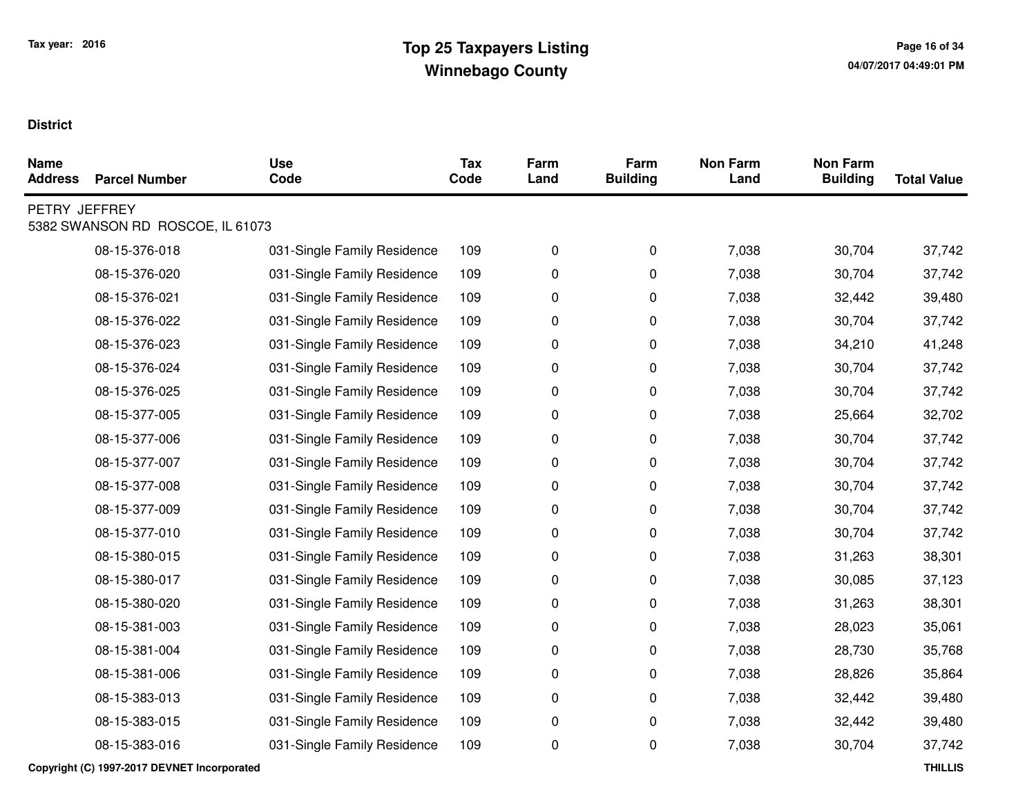**District**

| Name Address | Parcel Number | Use Code | Tax Code | Farm Land | Farm Building | Non Farm Land | Non Farm Building | Total Value |
|---|---|---|---|---|---|---|---|---|
| PETRY JEFFREY 5382 SWANSON RD ROSCOE, IL 61073 | | | | | | | | |
| | 08-15-376-018 | 031-Single Family Residence | 109 | 0 | 0 | 7,038 | 30,704 | 37,742 |
| | 08-15-376-020 | 031-Single Family Residence | 109 | 0 | 0 | 7,038 | 30,704 | 37,742 |
| | 08-15-376-021 | 031-Single Family Residence | 109 | 0 | 0 | 7,038 | 32,442 | 39,480 |
| | 08-15-376-022 | 031-Single Family Residence | 109 | 0 | 0 | 7,038 | 30,704 | 37,742 |
| | 08-15-376-023 | 031-Single Family Residence | 109 | 0 | 0 | 7,038 | 34,210 | 41,248 |
| | 08-15-376-024 | 031-Single Family Residence | 109 | 0 | 0 | 7,038 | 30,704 | 37,742 |
| | 08-15-376-025 | 031-Single Family Residence | 109 | 0 | 0 | 7,038 | 30,704 | 37,742 |
| | 08-15-377-005 | 031-Single Family Residence | 109 | 0 | 0 | 7,038 | 25,664 | 32,702 |
| | 08-15-377-006 | 031-Single Family Residence | 109 | 0 | 0 | 7,038 | 30,704 | 37,742 |
| | 08-15-377-007 | 031-Single Family Residence | 109 | 0 | 0 | 7,038 | 30,704 | 37,742 |
| | 08-15-377-008 | 031-Single Family Residence | 109 | 0 | 0 | 7,038 | 30,704 | 37,742 |
| | 08-15-377-009 | 031-Single Family Residence | 109 | 0 | 0 | 7,038 | 30,704 | 37,742 |
| | 08-15-377-010 | 031-Single Family Residence | 109 | 0 | 0 | 7,038 | 30,704 | 37,742 |
| | 08-15-380-015 | 031-Single Family Residence | 109 | 0 | 0 | 7,038 | 31,263 | 38,301 |
| | 08-15-380-017 | 031-Single Family Residence | 109 | 0 | 0 | 7,038 | 30,085 | 37,123 |
| | 08-15-380-020 | 031-Single Family Residence | 109 | 0 | 0 | 7,038 | 31,263 | 38,301 |
| | 08-15-381-003 | 031-Single Family Residence | 109 | 0 | 0 | 7,038 | 28,023 | 35,061 |
| | 08-15-381-004 | 031-Single Family Residence | 109 | 0 | 0 | 7,038 | 28,730 | 35,768 |
| | 08-15-381-006 | 031-Single Family Residence | 109 | 0 | 0 | 7,038 | 28,826 | 35,864 |
| | 08-15-383-013 | 031-Single Family Residence | 109 | 0 | 0 | 7,038 | 32,442 | 39,480 |
| | 08-15-383-015 | 031-Single Family Residence | 109 | 0 | 0 | 7,038 | 32,442 | 39,480 |
| | 08-15-383-016 | 031-Single Family Residence | 109 | 0 | 0 | 7,038 | 30,704 | 37,742 |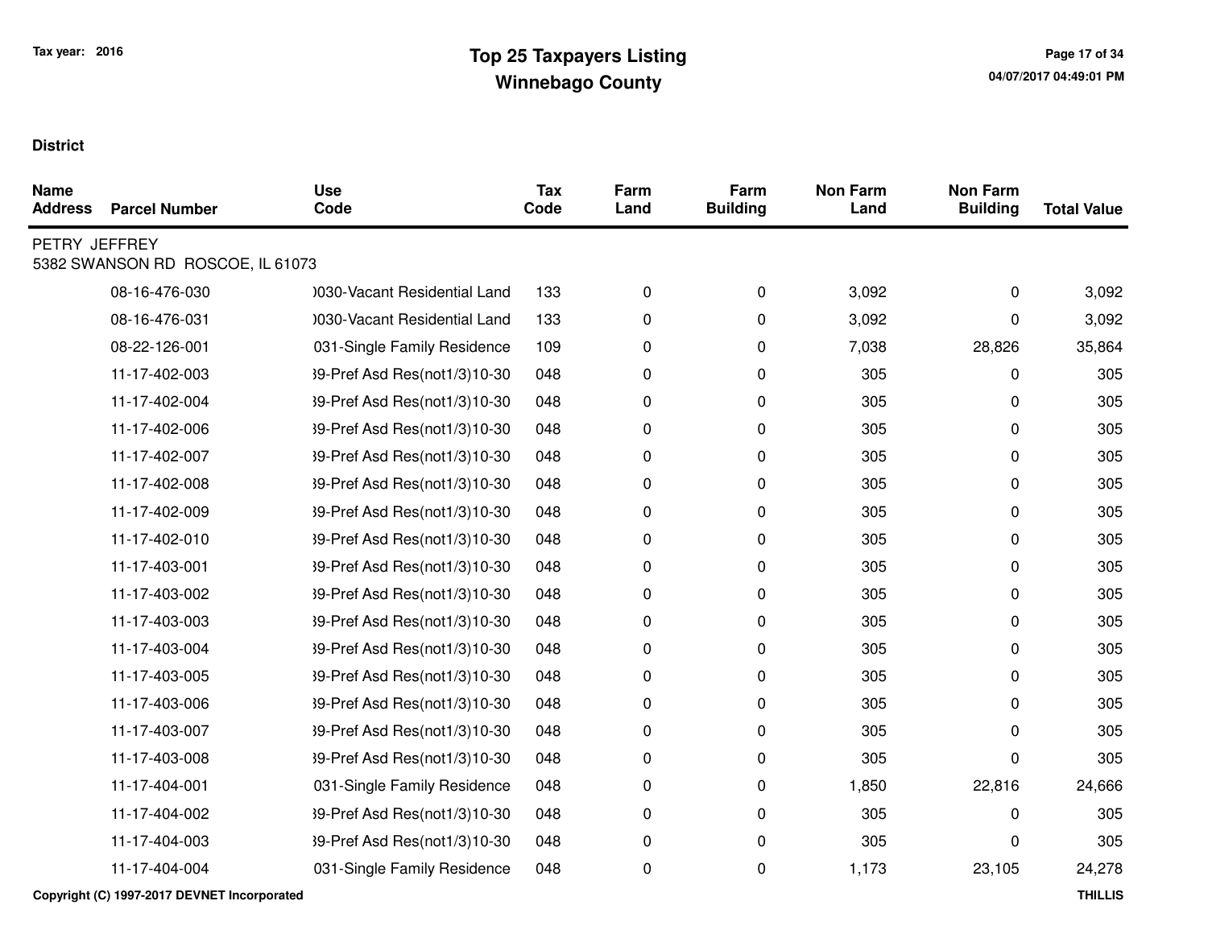**District**

| Name Address | Parcel Number | Use Code | Tax Code | Farm Land | Farm Building | Non Farm Land | Non Farm Building | Total Value |
|---|---|---|---|---|---|---|---|---|
| PETRY JEFFREY<br>5382 SWANSON RD ROSCOE, IL 61073 | | | | | | | | |
| | 08-16-476-030 | )030-Vacant Residential Land | 133 | 0 | 0 | 3,092 | 0 | 3,092 |
| | 08-16-476-031 | )030-Vacant Residential Land | 133 | 0 | 0 | 3,092 | 0 | 3,092 |
| | 08-22-126-001 | 031-Single Family Residence | 109 | 0 | 0 | 7,038 | 28,826 | 35,864 |
| | 11-17-402-003 | 39-Pref Asd Res(not1/3)10-30 | 048 | 0 | 0 | 305 | 0 | 305 |
| | 11-17-402-004 | 39-Pref Asd Res(not1/3)10-30 | 048 | 0 | 0 | 305 | 0 | 305 |
| | 11-17-402-006 | 39-Pref Asd Res(not1/3)10-30 | 048 | 0 | 0 | 305 | 0 | 305 |
| | 11-17-402-007 | 39-Pref Asd Res(not1/3)10-30 | 048 | 0 | 0 | 305 | 0 | 305 |
| | 11-17-402-008 | 39-Pref Asd Res(not1/3)10-30 | 048 | 0 | 0 | 305 | 0 | 305 |
| | 11-17-402-009 | 39-Pref Asd Res(not1/3)10-30 | 048 | 0 | 0 | 305 | 0 | 305 |
| | 11-17-402-010 | 39-Pref Asd Res(not1/3)10-30 | 048 | 0 | 0 | 305 | 0 | 305 |
| | 11-17-403-001 | 39-Pref Asd Res(not1/3)10-30 | 048 | 0 | 0 | 305 | 0 | 305 |
| | 11-17-403-002 | 39-Pref Asd Res(not1/3)10-30 | 048 | 0 | 0 | 305 | 0 | 305 |
| | 11-17-403-003 | 39-Pref Asd Res(not1/3)10-30 | 048 | 0 | 0 | 305 | 0 | 305 |
| | 11-17-403-004 | 39-Pref Asd Res(not1/3)10-30 | 048 | 0 | 0 | 305 | 0 | 305 |
| | 11-17-403-005 | 39-Pref Asd Res(not1/3)10-30 | 048 | 0 | 0 | 305 | 0 | 305 |
| | 11-17-403-006 | 39-Pref Asd Res(not1/3)10-30 | 048 | 0 | 0 | 305 | 0 | 305 |
| | 11-17-403-007 | 39-Pref Asd Res(not1/3)10-30 | 048 | 0 | 0 | 305 | 0 | 305 |
| | 11-17-403-008 | 39-Pref Asd Res(not1/3)10-30 | 048 | 0 | 0 | 305 | 0 | 305 |
| | 11-17-404-001 | 031-Single Family Residence | 048 | 0 | 0 | 1,850 | 22,816 | 24,666 |
| | 11-17-404-002 | 39-Pref Asd Res(not1/3)10-30 | 048 | 0 | 0 | 305 | 0 | 305 |
| | 11-17-404-003 | 39-Pref Asd Res(not1/3)10-30 | 048 | 0 | 0 | 305 | 0 | 305 |
| | 11-17-404-004 | 031-Single Family Residence | 048 | 0 | 0 | 1,173 | 23,105 | 24,278 |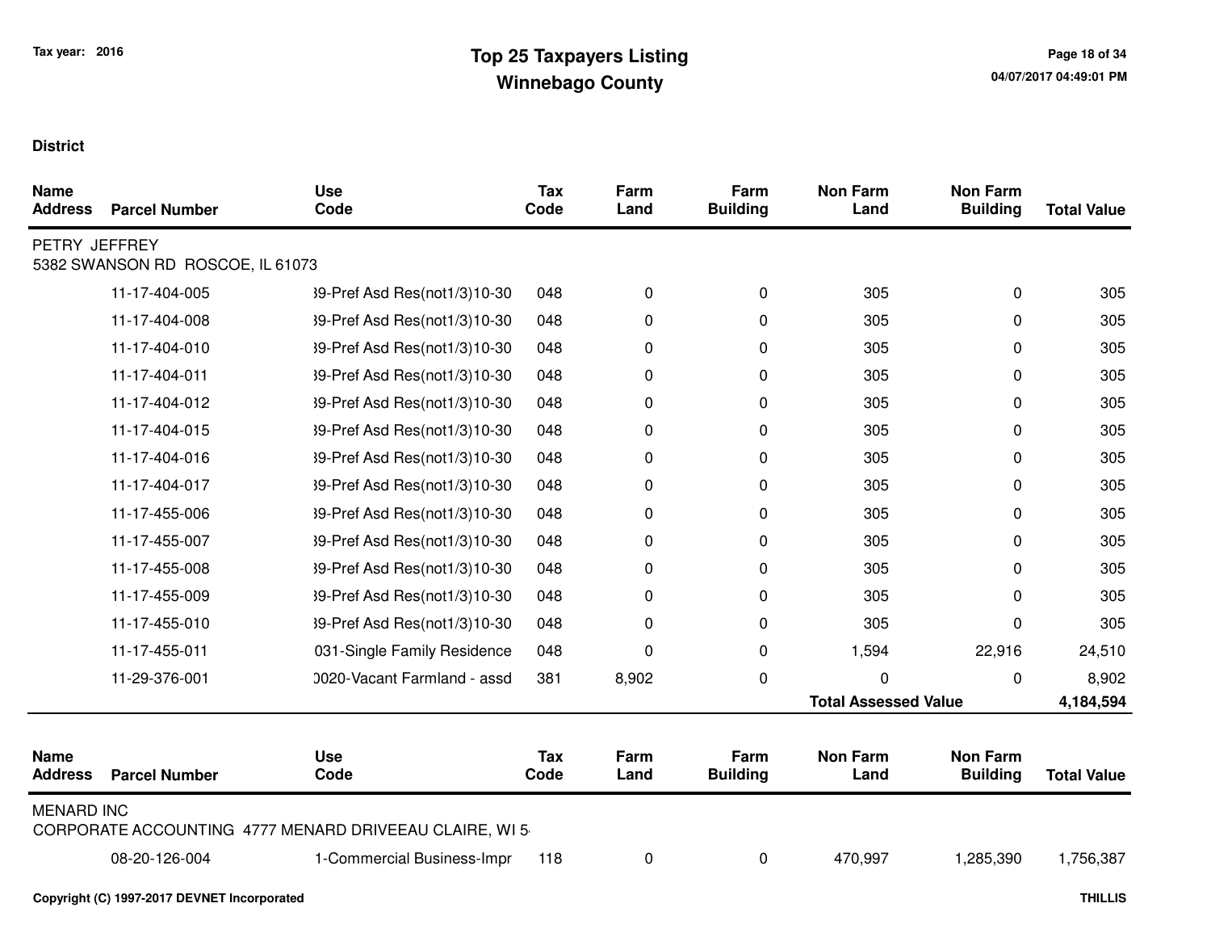Tax year: 2016

# Top 25 Taxpayers Listing
## Winnebago County

**District**

| Name Address | Parcel Number | Use Code | Tax Code | Farm Land | Farm Building | Non Farm Land | Non Farm Building | Total Value |
|---|---|---|---|---|---|---|---|---|
| PETRY JEFFREY<br>5382 SWANSON RD ROSCOE, IL 61073 | | | | | | | | |
| | 11-17-404-005 | 39-Pref Asd Res(not1/3)10-30 | 048 | 0 | 0 | 305 | 0 | 305 |
| | 11-17-404-008 | 39-Pref Asd Res(not1/3)10-30 | 048 | 0 | 0 | 305 | 0 | 305 |
| | 11-17-404-010 | 39-Pref Asd Res(not1/3)10-30 | 048 | 0 | 0 | 305 | 0 | 305 |
| | 11-17-404-011 | 39-Pref Asd Res(not1/3)10-30 | 048 | 0 | 0 | 305 | 0 | 305 |
| | 11-17-404-012 | 39-Pref Asd Res(not1/3)10-30 | 048 | 0 | 0 | 305 | 0 | 305 |
| | 11-17-404-015 | 39-Pref Asd Res(not1/3)10-30 | 048 | 0 | 0 | 305 | 0 | 305 |
| | 11-17-404-016 | 39-Pref Asd Res(not1/3)10-30 | 048 | 0 | 0 | 305 | 0 | 305 |
| | 11-17-404-017 | 39-Pref Asd Res(not1/3)10-30 | 048 | 0 | 0 | 305 | 0 | 305 |
| | 11-17-455-006 | 39-Pref Asd Res(not1/3)10-30 | 048 | 0 | 0 | 305 | 0 | 305 |
| | 11-17-455-007 | 39-Pref Asd Res(not1/3)10-30 | 048 | 0 | 0 | 305 | 0 | 305 |
| | 11-17-455-008 | 39-Pref Asd Res(not1/3)10-30 | 048 | 0 | 0 | 305 | 0 | 305 |
| | 11-17-455-009 | 39-Pref Asd Res(not1/3)10-30 | 048 | 0 | 0 | 305 | 0 | 305 |
| | 11-17-455-010 | 39-Pref Asd Res(not1/3)10-30 | 048 | 0 | 0 | 305 | 0 | 305 |
| | 11-17-455-011 | 031-Single Family Residence | 048 | 0 | 0 | 1,594 | 22,916 | 24,510 |
| | 11-29-376-001 | 0020-Vacant Farmland - assd | 381 | 8,902 | 0 | 0 | 0 | 8,902 |
| | | | | | | **Total Assessed Value** | | **4,184,594** |

| Name Address | Parcel Number | Use Code | Tax Code | Farm Land | Farm Building | Non Farm Land | Non Farm Building | Total Value |
|---|---|---|---|---|---|---|---|---|
| MENARD INC<br>CORPORATE ACCOUNTING 4777 MENARD DRIVEEAU CLAIRE, WI 5 | | | | | | | | |
| | 08-20-126-004 | 1-Commercial Business-Impr | 118 | 0 | 0 | 470,997 | 1,285,390 | 1,756,387 |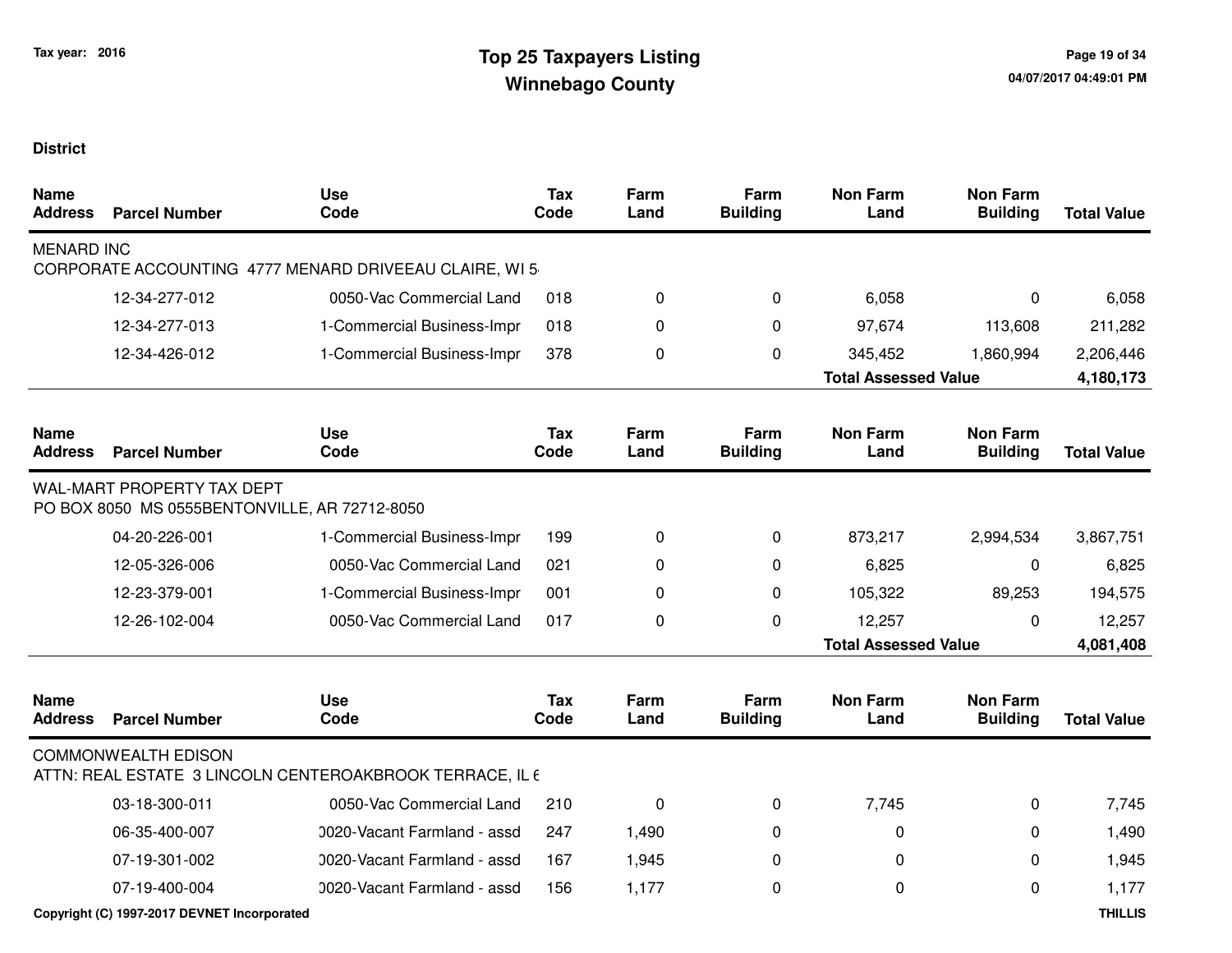# Top 25 Taxpayers Listing
## Winnebago County

Tax year: 2016

**District**

| Name / Address | Parcel Number | Use Code | Tax Code | Farm Land | Farm Building | Non Farm Land | Non Farm Building | Total Value |
|---|---|---|---|---|---|---|---|---|
| MENARD INC | | | | | | | | |
| CORPORATE ACCOUNTING 4777 MENARD DRIVEEAU CLAIRE, WI 5 | | | | | | | | |
| | 12-34-277-012 | 0050-Vac Commercial Land | 018 | 0 | 0 | 6,058 | 0 | 6,058 |
| | 12-34-277-013 | 1-Commercial Business-Impr | 018 | 0 | 0 | 97,674 | 113,608 | 211,282 |
| | 12-34-426-012 | 1-Commercial Business-Impr | 378 | 0 | 0 | 345,452 | 1,860,994 | 2,206,446 |
| | | | | | | **Total Assessed Value** | | **4,180,173** |

| Name / Address | Parcel Number | Use Code | Tax Code | Farm Land | Farm Building | Non Farm Land | Non Farm Building | Total Value |
|---|---|---|---|---|---|---|---|---|
| WAL-MART PROPERTY TAX DEPT | | | | | | | | |
| PO BOX 8050 MS 0555BENTONVILLE, AR 72712-8050 | | | | | | | | |
| | 04-20-226-001 | 1-Commercial Business-Impr | 199 | 0 | 0 | 873,217 | 2,994,534 | 3,867,751 |
| | 12-05-326-006 | 0050-Vac Commercial Land | 021 | 0 | 0 | 6,825 | 0 | 6,825 |
| | 12-23-379-001 | 1-Commercial Business-Impr | 001 | 0 | 0 | 105,322 | 89,253 | 194,575 |
| | 12-26-102-004 | 0050-Vac Commercial Land | 017 | 0 | 0 | 12,257 | 0 | 12,257 |
| | | | | | | **Total Assessed Value** | | **4,081,408** |

| Name / Address | Parcel Number | Use Code | Tax Code | Farm Land | Farm Building | Non Farm Land | Non Farm Building | Total Value |
|---|---|---|---|---|---|---|---|---|
| COMMONWEALTH EDISON | | | | | | | | |
| ATTN: REAL ESTATE 3 LINCOLN CENTEROAKBROOK TERRACE, IL 6 | | | | | | | | |
| | 03-18-300-011 | 0050-Vac Commercial Land | 210 | 0 | 0 | 7,745 | 0 | 7,745 |
| | 06-35-400-007 | 0020-Vacant Farmland - assd | 247 | 1,490 | 0 | 0 | 0 | 1,490 |
| | 07-19-301-002 | 0020-Vacant Farmland - assd | 167 | 1,945 | 0 | 0 | 0 | 1,945 |
| | 07-19-400-004 | 0020-Vacant Farmland - assd | 156 | 1,177 | 0 | 0 | 0 | 1,177 |

Copyright (C) 1997-2017 DEVNET Incorporated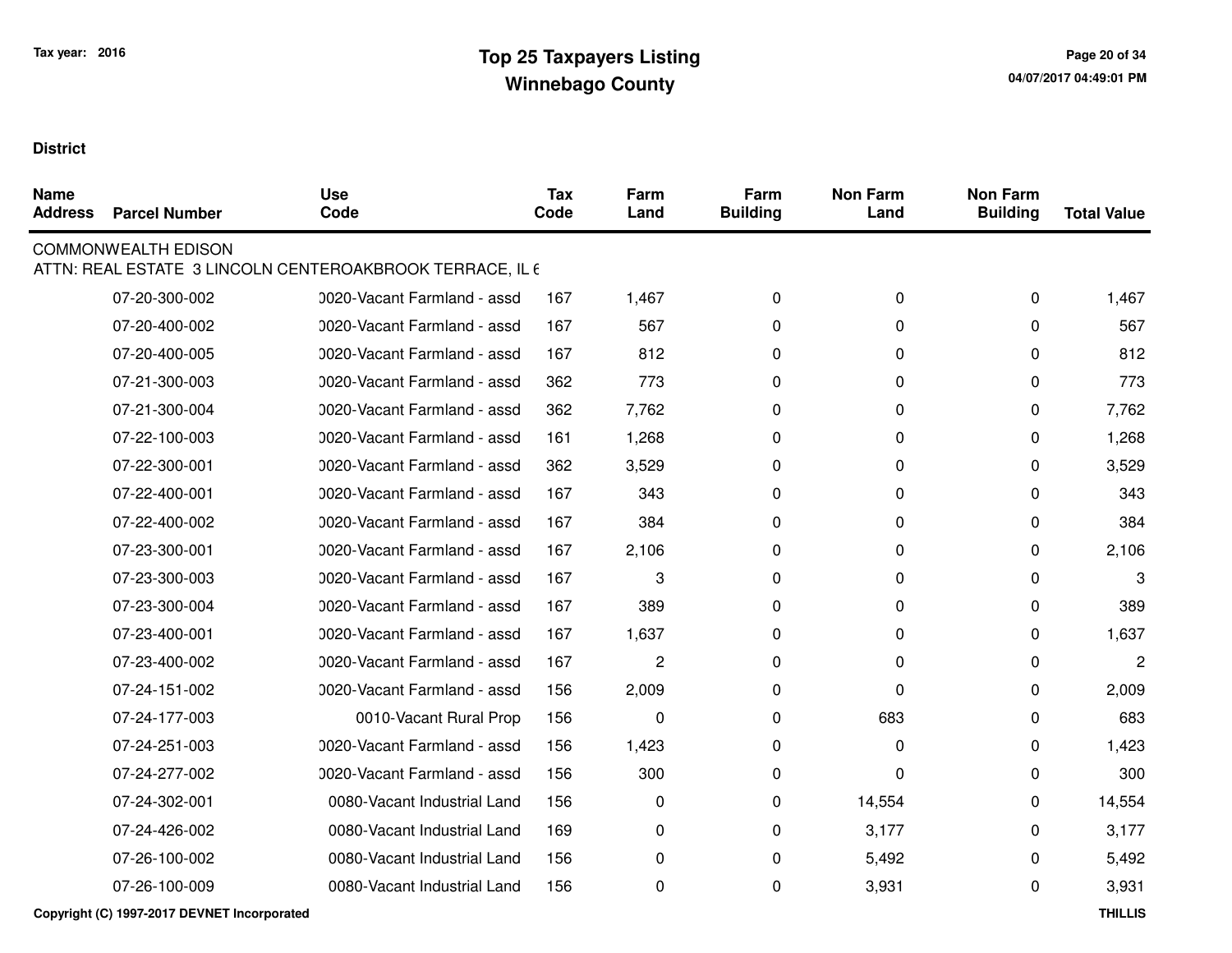Tax year: 2016

# Top 25 Taxpayers Listing
## Winnebago County

**District**

| Name Address | Parcel Number | Use Code | Tax Code | Farm Land | Farm Building | Non Farm Land | Non Farm Building | Total Value |
|---|---|---|---|---|---|---|---|---|
| COMMONWEALTH EDISON | | | | | | | | |
| ATTN: REAL ESTATE 3 LINCOLN CENTEROAKBROOK TERRACE, IL 6 | | | | | | | | |
| | 07-20-300-002 | 0020-Vacant Farmland - assd | 167 | 1,467 | 0 | 0 | 0 | 1,467 |
| | 07-20-400-002 | 0020-Vacant Farmland - assd | 167 | 567 | 0 | 0 | 0 | 567 |
| | 07-20-400-005 | 0020-Vacant Farmland - assd | 167 | 812 | 0 | 0 | 0 | 812 |
| | 07-21-300-003 | 0020-Vacant Farmland - assd | 362 | 773 | 0 | 0 | 0 | 773 |
| | 07-21-300-004 | 0020-Vacant Farmland - assd | 362 | 7,762 | 0 | 0 | 0 | 7,762 |
| | 07-22-100-003 | 0020-Vacant Farmland - assd | 161 | 1,268 | 0 | 0 | 0 | 1,268 |
| | 07-22-300-001 | 0020-Vacant Farmland - assd | 362 | 3,529 | 0 | 0 | 0 | 3,529 |
| | 07-22-400-001 | 0020-Vacant Farmland - assd | 167 | 343 | 0 | 0 | 0 | 343 |
| | 07-22-400-002 | 0020-Vacant Farmland - assd | 167 | 384 | 0 | 0 | 0 | 384 |
| | 07-23-300-001 | 0020-Vacant Farmland - assd | 167 | 2,106 | 0 | 0 | 0 | 2,106 |
| | 07-23-300-003 | 0020-Vacant Farmland - assd | 167 | 3 | 0 | 0 | 0 | 3 |
| | 07-23-300-004 | 0020-Vacant Farmland - assd | 167 | 389 | 0 | 0 | 0 | 389 |
| | 07-23-400-001 | 0020-Vacant Farmland - assd | 167 | 1,637 | 0 | 0 | 0 | 1,637 |
| | 07-23-400-002 | 0020-Vacant Farmland - assd | 167 | 2 | 0 | 0 | 0 | 2 |
| | 07-24-151-002 | 0020-Vacant Farmland - assd | 156 | 2,009 | 0 | 0 | 0 | 2,009 |
| | 07-24-177-003 | 0010-Vacant Rural Prop | 156 | 0 | 0 | 683 | 0 | 683 |
| | 07-24-251-003 | 0020-Vacant Farmland - assd | 156 | 1,423 | 0 | 0 | 0 | 1,423 |
| | 07-24-277-002 | 0020-Vacant Farmland - assd | 156 | 300 | 0 | 0 | 0 | 300 |
| | 07-24-302-001 | 0080-Vacant Industrial Land | 156 | 0 | 0 | 14,554 | 0 | 14,554 |
| | 07-24-426-002 | 0080-Vacant Industrial Land | 169 | 0 | 0 | 3,177 | 0 | 3,177 |
| | 07-26-100-002 | 0080-Vacant Industrial Land | 156 | 0 | 0 | 5,492 | 0 | 5,492 |
| | 07-26-100-009 | 0080-Vacant Industrial Land | 156 | 0 | 0 | 3,931 | 0 | 3,931 |

Copyright (C) 1997-2017 DEVNET Incorporated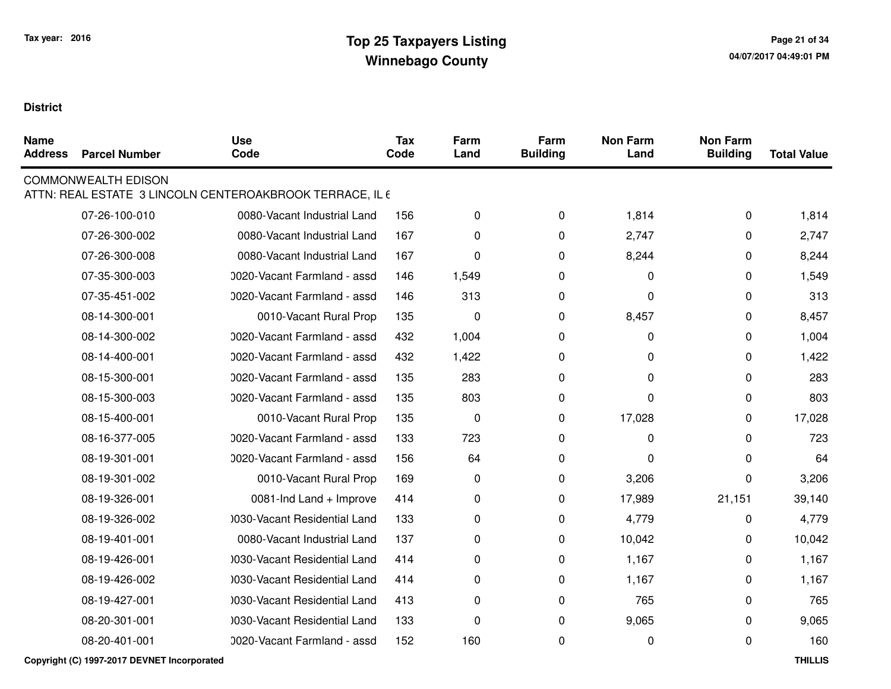# Top 25 Taxpayers Listing
# Winnebago County

Tax year: 2016

**District**

| Name Address | Parcel Number | Use Code | Tax Code | Farm Land | Farm Building | Non Farm Land | Non Farm Building | Total Value |
|---|---|---|---|---|---|---|---|---|
| COMMONWEALTH EDISON | | | | | | | | |
| ATTN: REAL ESTATE 3 LINCOLN CENTEROAKBROOK TERRACE, IL 6 | | | | | | | | |
| | 07-26-100-010 | 0080-Vacant Industrial Land | 156 | 0 | 0 | 1,814 | 0 | 1,814 |
| | 07-26-300-002 | 0080-Vacant Industrial Land | 167 | 0 | 0 | 2,747 | 0 | 2,747 |
| | 07-26-300-008 | 0080-Vacant Industrial Land | 167 | 0 | 0 | 8,244 | 0 | 8,244 |
| | 07-35-300-003 | 0020-Vacant Farmland - assd | 146 | 1,549 | 0 | 0 | 0 | 1,549 |
| | 07-35-451-002 | 0020-Vacant Farmland - assd | 146 | 313 | 0 | 0 | 0 | 313 |
| | 08-14-300-001 | 0010-Vacant Rural Prop | 135 | 0 | 0 | 8,457 | 0 | 8,457 |
| | 08-14-300-002 | 0020-Vacant Farmland - assd | 432 | 1,004 | 0 | 0 | 0 | 1,004 |
| | 08-14-400-001 | 0020-Vacant Farmland - assd | 432 | 1,422 | 0 | 0 | 0 | 1,422 |
| | 08-15-300-001 | 0020-Vacant Farmland - assd | 135 | 283 | 0 | 0 | 0 | 283 |
| | 08-15-300-003 | 0020-Vacant Farmland - assd | 135 | 803 | 0 | 0 | 0 | 803 |
| | 08-15-400-001 | 0010-Vacant Rural Prop | 135 | 0 | 0 | 17,028 | 0 | 17,028 |
| | 08-16-377-005 | 0020-Vacant Farmland - assd | 133 | 723 | 0 | 0 | 0 | 723 |
| | 08-19-301-001 | 0020-Vacant Farmland - assd | 156 | 64 | 0 | 0 | 0 | 64 |
| | 08-19-301-002 | 0010-Vacant Rural Prop | 169 | 0 | 0 | 3,206 | 0 | 3,206 |
| | 08-19-326-001 | 0081-Ind Land + Improve | 414 | 0 | 0 | 17,989 | 21,151 | 39,140 |
| | 08-19-326-002 | 0030-Vacant Residential Land | 133 | 0 | 0 | 4,779 | 0 | 4,779 |
| | 08-19-401-001 | 0080-Vacant Industrial Land | 137 | 0 | 0 | 10,042 | 0 | 10,042 |
| | 08-19-426-001 | 0030-Vacant Residential Land | 414 | 0 | 0 | 1,167 | 0 | 1,167 |
| | 08-19-426-002 | 0030-Vacant Residential Land | 414 | 0 | 0 | 1,167 | 0 | 1,167 |
| | 08-19-427-001 | 0030-Vacant Residential Land | 413 | 0 | 0 | 765 | 0 | 765 |
| | 08-20-301-001 | 0030-Vacant Residential Land | 133 | 0 | 0 | 9,065 | 0 | 9,065 |
| | 08-20-401-001 | 0020-Vacant Farmland - assd | 152 | 160 | 0 | 0 | 0 | 160 |

Copyright (C) 1997-2017 DEVNET Incorporated

THILLIS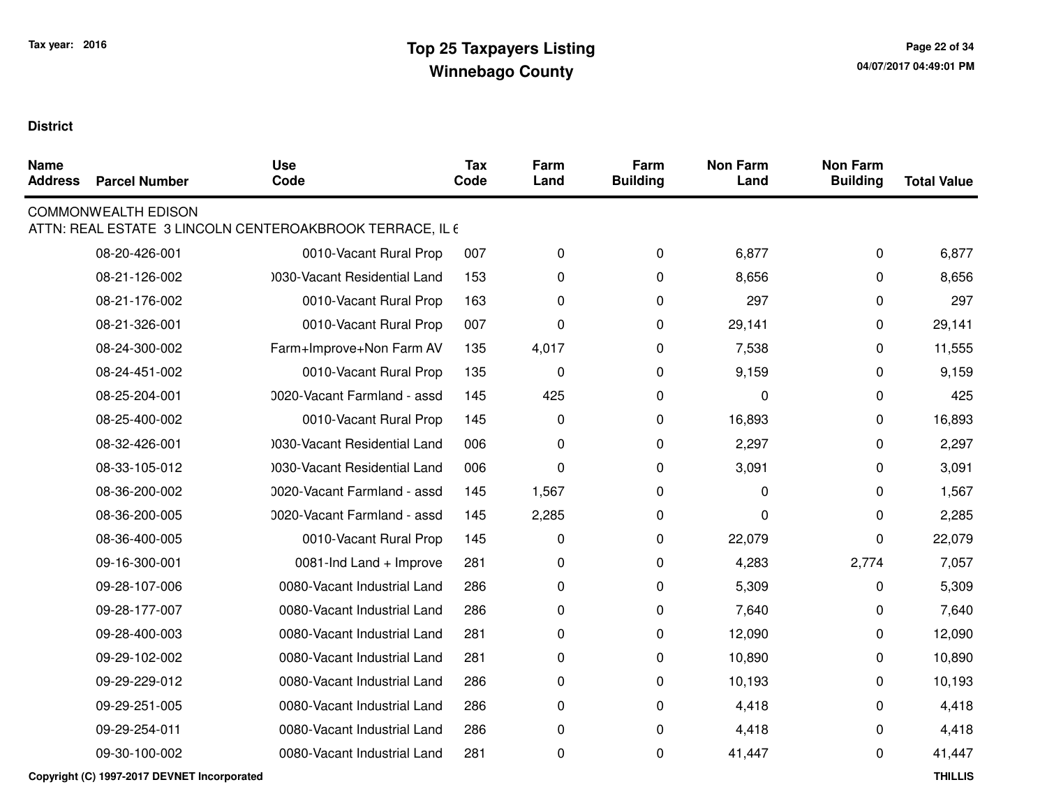Tax year: 2016

# Top 25 Taxpayers Listing
## Winnebago County

**District**

| Name Address | Parcel Number | Use Code | Tax Code | Farm Land | Farm Building | Non Farm Land | Non Farm Building | Total Value |
|---|---|---|---|---|---|---|---|---|
| COMMONWEALTH EDISON | | | | | | | | |
| ATTN: REAL ESTATE 3 LINCOLN CENTEROAKBROOK TERRACE, IL 6 | | | | | | | | |
| | 08-20-426-001 | 0010-Vacant Rural Prop | 007 | 0 | 0 | 6,877 | 0 | 6,877 |
| | 08-21-126-002 | )030-Vacant Residential Land | 153 | 0 | 0 | 8,656 | 0 | 8,656 |
| | 08-21-176-002 | 0010-Vacant Rural Prop | 163 | 0 | 0 | 297 | 0 | 297 |
| | 08-21-326-001 | 0010-Vacant Rural Prop | 007 | 0 | 0 | 29,141 | 0 | 29,141 |
| | 08-24-300-002 | Farm+Improve+Non Farm AV | 135 | 4,017 | 0 | 7,538 | 0 | 11,555 |
| | 08-24-451-002 | 0010-Vacant Rural Prop | 135 | 0 | 0 | 9,159 | 0 | 9,159 |
| | 08-25-204-001 | )020-Vacant Farmland - assd | 145 | 425 | 0 | 0 | 0 | 425 |
| | 08-25-400-002 | 0010-Vacant Rural Prop | 145 | 0 | 0 | 16,893 | 0 | 16,893 |
| | 08-32-426-001 | )030-Vacant Residential Land | 006 | 0 | 0 | 2,297 | 0 | 2,297 |
| | 08-33-105-012 | )030-Vacant Residential Land | 006 | 0 | 0 | 3,091 | 0 | 3,091 |
| | 08-36-200-002 | )020-Vacant Farmland - assd | 145 | 1,567 | 0 | 0 | 0 | 1,567 |
| | 08-36-200-005 | )020-Vacant Farmland - assd | 145 | 2,285 | 0 | 0 | 0 | 2,285 |
| | 08-36-400-005 | 0010-Vacant Rural Prop | 145 | 0 | 0 | 22,079 | 0 | 22,079 |
| | 09-16-300-001 | 0081-Ind Land + Improve | 281 | 0 | 0 | 4,283 | 2,774 | 7,057 |
| | 09-28-107-006 | 0080-Vacant Industrial Land | 286 | 0 | 0 | 5,309 | 0 | 5,309 |
| | 09-28-177-007 | 0080-Vacant Industrial Land | 286 | 0 | 0 | 7,640 | 0 | 7,640 |
| | 09-28-400-003 | 0080-Vacant Industrial Land | 281 | 0 | 0 | 12,090 | 0 | 12,090 |
| | 09-29-102-002 | 0080-Vacant Industrial Land | 281 | 0 | 0 | 10,890 | 0 | 10,890 |
| | 09-29-229-012 | 0080-Vacant Industrial Land | 286 | 0 | 0 | 10,193 | 0 | 10,193 |
| | 09-29-251-005 | 0080-Vacant Industrial Land | 286 | 0 | 0 | 4,418 | 0 | 4,418 |
| | 09-29-254-011 | 0080-Vacant Industrial Land | 286 | 0 | 0 | 4,418 | 0 | 4,418 |
| | 09-30-100-002 | 0080-Vacant Industrial Land | 281 | 0 | 0 | 41,447 | 0 | 41,447 |

Copyright (C) 1997-2017 DEVNET Incorporated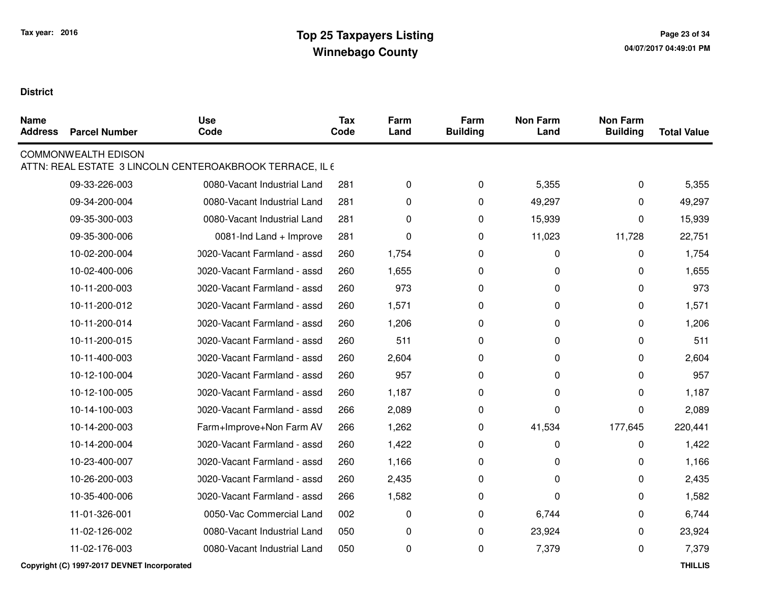# Top 25 Taxpayers Listing
## Winnebago County

Tax year: 2016

**District**

| Name Address | Parcel Number | Use Code | Tax Code | Farm Land | Farm Building | Non Farm Land | Non Farm Building | Total Value |
|---|---|---|---|---|---|---|---|---|
| COMMONWEALTH EDISON | | | | | | | | |
| ATTN: REAL ESTATE 3 LINCOLN CENTEROAKBROOK TERRACE, IL 6 | | | | | | | | |
| | 09-33-226-003 | 0080-Vacant Industrial Land | 281 | 0 | 0 | 5,355 | 0 | 5,355 |
| | 09-34-200-004 | 0080-Vacant Industrial Land | 281 | 0 | 0 | 49,297 | 0 | 49,297 |
| | 09-35-300-003 | 0080-Vacant Industrial Land | 281 | 0 | 0 | 15,939 | 0 | 15,939 |
| | 09-35-300-006 | 0081-Ind Land + Improve | 281 | 0 | 0 | 11,023 | 11,728 | 22,751 |
| | 10-02-200-004 | 0020-Vacant Farmland - assd | 260 | 1,754 | 0 | 0 | 0 | 1,754 |
| | 10-02-400-006 | 0020-Vacant Farmland - assd | 260 | 1,655 | 0 | 0 | 0 | 1,655 |
| | 10-11-200-003 | 0020-Vacant Farmland - assd | 260 | 973 | 0 | 0 | 0 | 973 |
| | 10-11-200-012 | 0020-Vacant Farmland - assd | 260 | 1,571 | 0 | 0 | 0 | 1,571 |
| | 10-11-200-014 | 0020-Vacant Farmland - assd | 260 | 1,206 | 0 | 0 | 0 | 1,206 |
| | 10-11-200-015 | 0020-Vacant Farmland - assd | 260 | 511 | 0 | 0 | 0 | 511 |
| | 10-11-400-003 | 0020-Vacant Farmland - assd | 260 | 2,604 | 0 | 0 | 0 | 2,604 |
| | 10-12-100-004 | 0020-Vacant Farmland - assd | 260 | 957 | 0 | 0 | 0 | 957 |
| | 10-12-100-005 | 0020-Vacant Farmland - assd | 260 | 1,187 | 0 | 0 | 0 | 1,187 |
| | 10-14-100-003 | 0020-Vacant Farmland - assd | 266 | 2,089 | 0 | 0 | 0 | 2,089 |
| | 10-14-200-003 | Farm+Improve+Non Farm AV | 266 | 1,262 | 0 | 41,534 | 177,645 | 220,441 |
| | 10-14-200-004 | 0020-Vacant Farmland - assd | 260 | 1,422 | 0 | 0 | 0 | 1,422 |
| | 10-23-400-007 | 0020-Vacant Farmland - assd | 260 | 1,166 | 0 | 0 | 0 | 1,166 |
| | 10-26-200-003 | 0020-Vacant Farmland - assd | 260 | 2,435 | 0 | 0 | 0 | 2,435 |
| | 10-35-400-006 | 0020-Vacant Farmland - assd | 266 | 1,582 | 0 | 0 | 0 | 1,582 |
| | 11-01-326-001 | 0050-Vac Commercial Land | 002 | 0 | 0 | 6,744 | 0 | 6,744 |
| | 11-02-126-002 | 0080-Vacant Industrial Land | 050 | 0 | 0 | 23,924 | 0 | 23,924 |
| | 11-02-176-003 | 0080-Vacant Industrial Land | 050 | 0 | 0 | 7,379 | 0 | 7,379 |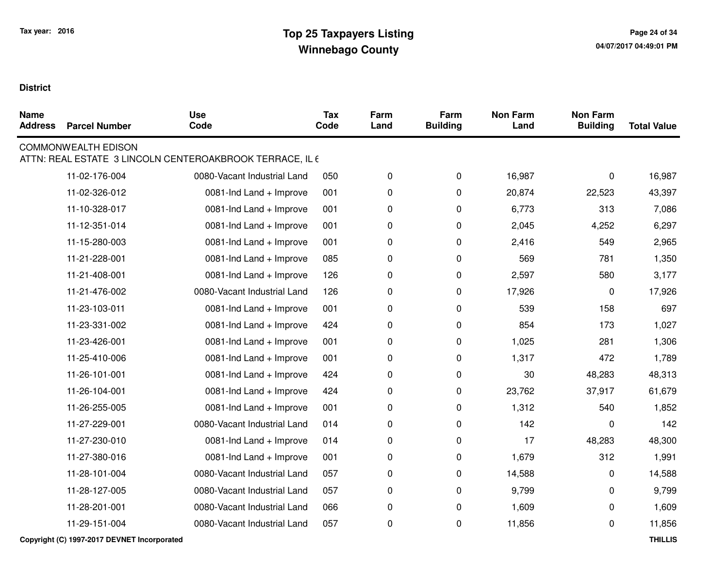# Top 25 Taxpayers Listing
## Winnebago County

Tax year: 2016

**District**

| Name Address | Parcel Number | Use Code | Tax Code | Farm Land | Farm Building | Non Farm Land | Non Farm Building | Total Value |
|---|---|---|---|---|---|---|---|---|
| COMMONWEALTH EDISON | | | | | | | | |
| ATTN: REAL ESTATE 3 LINCOLN CENTEROAKBROOK TERRACE, IL 6 | | | | | | | | |
| | 11-02-176-004 | 0080-Vacant Industrial Land | 050 | 0 | 0 | 16,987 | 0 | 16,987 |
| | 11-02-326-012 | 0081-Ind Land + Improve | 001 | 0 | 0 | 20,874 | 22,523 | 43,397 |
| | 11-10-328-017 | 0081-Ind Land + Improve | 001 | 0 | 0 | 6,773 | 313 | 7,086 |
| | 11-12-351-014 | 0081-Ind Land + Improve | 001 | 0 | 0 | 2,045 | 4,252 | 6,297 |
| | 11-15-280-003 | 0081-Ind Land + Improve | 001 | 0 | 0 | 2,416 | 549 | 2,965 |
| | 11-21-228-001 | 0081-Ind Land + Improve | 085 | 0 | 0 | 569 | 781 | 1,350 |
| | 11-21-408-001 | 0081-Ind Land + Improve | 126 | 0 | 0 | 2,597 | 580 | 3,177 |
| | 11-21-476-002 | 0080-Vacant Industrial Land | 126 | 0 | 0 | 17,926 | 0 | 17,926 |
| | 11-23-103-011 | 0081-Ind Land + Improve | 001 | 0 | 0 | 539 | 158 | 697 |
| | 11-23-331-002 | 0081-Ind Land + Improve | 424 | 0 | 0 | 854 | 173 | 1,027 |
| | 11-23-426-001 | 0081-Ind Land + Improve | 001 | 0 | 0 | 1,025 | 281 | 1,306 |
| | 11-25-410-006 | 0081-Ind Land + Improve | 001 | 0 | 0 | 1,317 | 472 | 1,789 |
| | 11-26-101-001 | 0081-Ind Land + Improve | 424 | 0 | 0 | 30 | 48,283 | 48,313 |
| | 11-26-104-001 | 0081-Ind Land + Improve | 424 | 0 | 0 | 23,762 | 37,917 | 61,679 |
| | 11-26-255-005 | 0081-Ind Land + Improve | 001 | 0 | 0 | 1,312 | 540 | 1,852 |
| | 11-27-229-001 | 0080-Vacant Industrial Land | 014 | 0 | 0 | 142 | 0 | 142 |
| | 11-27-230-010 | 0081-Ind Land + Improve | 014 | 0 | 0 | 17 | 48,283 | 48,300 |
| | 11-27-380-016 | 0081-Ind Land + Improve | 001 | 0 | 0 | 1,679 | 312 | 1,991 |
| | 11-28-101-004 | 0080-Vacant Industrial Land | 057 | 0 | 0 | 14,588 | 0 | 14,588 |
| | 11-28-127-005 | 0080-Vacant Industrial Land | 057 | 0 | 0 | 9,799 | 0 | 9,799 |
| | 11-28-201-001 | 0080-Vacant Industrial Land | 066 | 0 | 0 | 1,609 | 0 | 1,609 |
| | 11-29-151-004 | 0080-Vacant Industrial Land | 057 | 0 | 0 | 11,856 | 0 | 11,856 |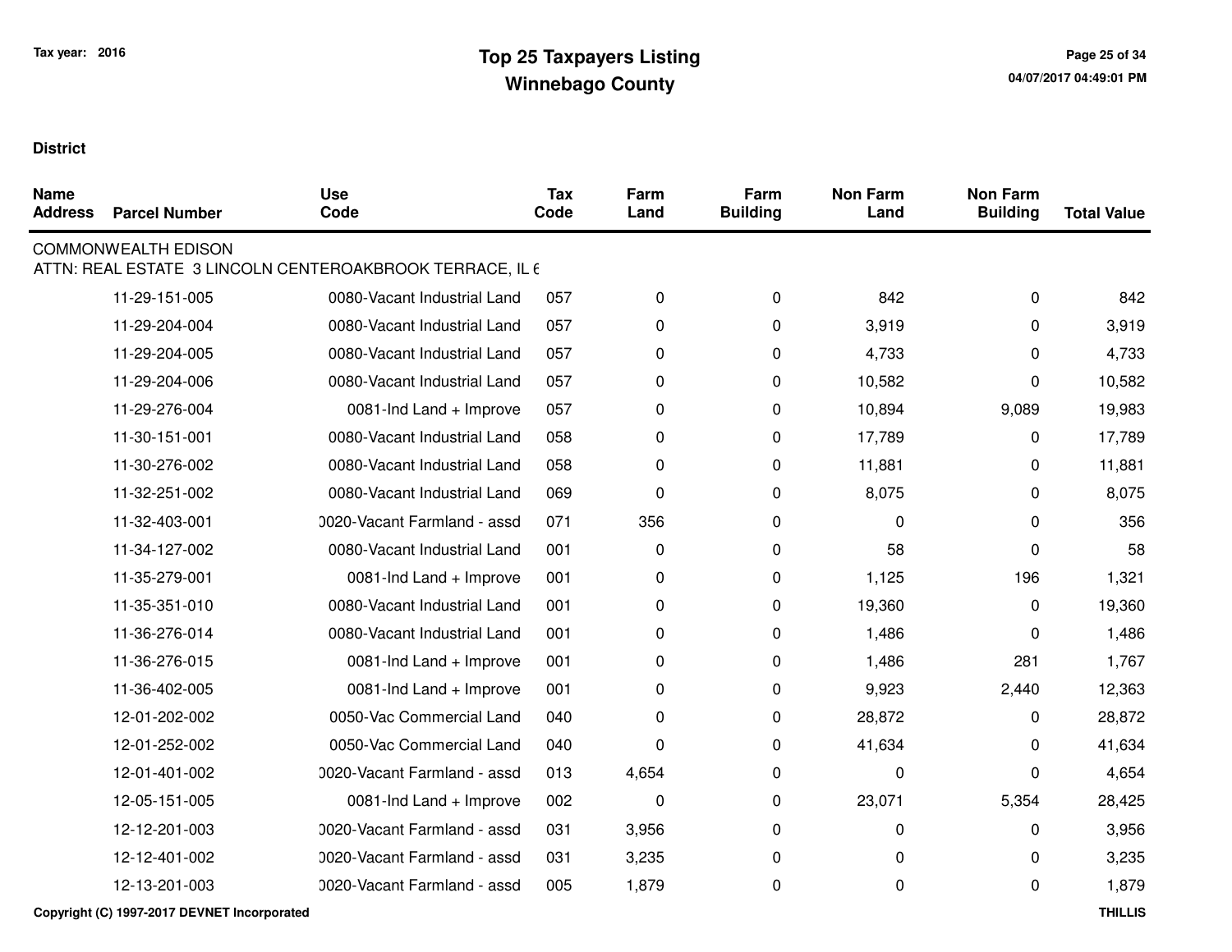# Top 25 Taxpayers Listing
## Winnebago County

Tax year: 2016

**District**

| Name Address | Parcel Number | Use Code | Tax Code | Farm Land | Farm Building | Non Farm Land | Non Farm Building | Total Value |
|---|---|---|---|---|---|---|---|---|
| COMMONWEALTH EDISON | | | | | | | | |
| ATTN: REAL ESTATE 3 LINCOLN CENTEROAKBROOK TERRACE, IL 6 | | | | | | | | |
| | 11-29-151-005 | 0080-Vacant Industrial Land | 057 | 0 | 0 | 842 | 0 | 842 |
| | 11-29-204-004 | 0080-Vacant Industrial Land | 057 | 0 | 0 | 3,919 | 0 | 3,919 |
| | 11-29-204-005 | 0080-Vacant Industrial Land | 057 | 0 | 0 | 4,733 | 0 | 4,733 |
| | 11-29-204-006 | 0080-Vacant Industrial Land | 057 | 0 | 0 | 10,582 | 0 | 10,582 |
| | 11-29-276-004 | 0081-Ind Land + Improve | 057 | 0 | 0 | 10,894 | 9,089 | 19,983 |
| | 11-30-151-001 | 0080-Vacant Industrial Land | 058 | 0 | 0 | 17,789 | 0 | 17,789 |
| | 11-30-276-002 | 0080-Vacant Industrial Land | 058 | 0 | 0 | 11,881 | 0 | 11,881 |
| | 11-32-251-002 | 0080-Vacant Industrial Land | 069 | 0 | 0 | 8,075 | 0 | 8,075 |
| | 11-32-403-001 | 0020-Vacant Farmland - assd | 071 | 356 | 0 | 0 | 0 | 356 |
| | 11-34-127-002 | 0080-Vacant Industrial Land | 001 | 0 | 0 | 58 | 0 | 58 |
| | 11-35-279-001 | 0081-Ind Land + Improve | 001 | 0 | 0 | 1,125 | 196 | 1,321 |
| | 11-35-351-010 | 0080-Vacant Industrial Land | 001 | 0 | 0 | 19,360 | 0 | 19,360 |
| | 11-36-276-014 | 0080-Vacant Industrial Land | 001 | 0 | 0 | 1,486 | 0 | 1,486 |
| | 11-36-276-015 | 0081-Ind Land + Improve | 001 | 0 | 0 | 1,486 | 281 | 1,767 |
| | 11-36-402-005 | 0081-Ind Land + Improve | 001 | 0 | 0 | 9,923 | 2,440 | 12,363 |
| | 12-01-202-002 | 0050-Vac Commercial Land | 040 | 0 | 0 | 28,872 | 0 | 28,872 |
| | 12-01-252-002 | 0050-Vac Commercial Land | 040 | 0 | 0 | 41,634 | 0 | 41,634 |
| | 12-01-401-002 | 0020-Vacant Farmland - assd | 013 | 4,654 | 0 | 0 | 0 | 4,654 |
| | 12-05-151-005 | 0081-Ind Land + Improve | 002 | 0 | 0 | 23,071 | 5,354 | 28,425 |
| | 12-12-201-003 | 0020-Vacant Farmland - assd | 031 | 3,956 | 0 | 0 | 0 | 3,956 |
| | 12-12-401-002 | 0020-Vacant Farmland - assd | 031 | 3,235 | 0 | 0 | 0 | 3,235 |
| | 12-13-201-003 | 0020-Vacant Farmland - assd | 005 | 1,879 | 0 | 0 | 0 | 1,879 |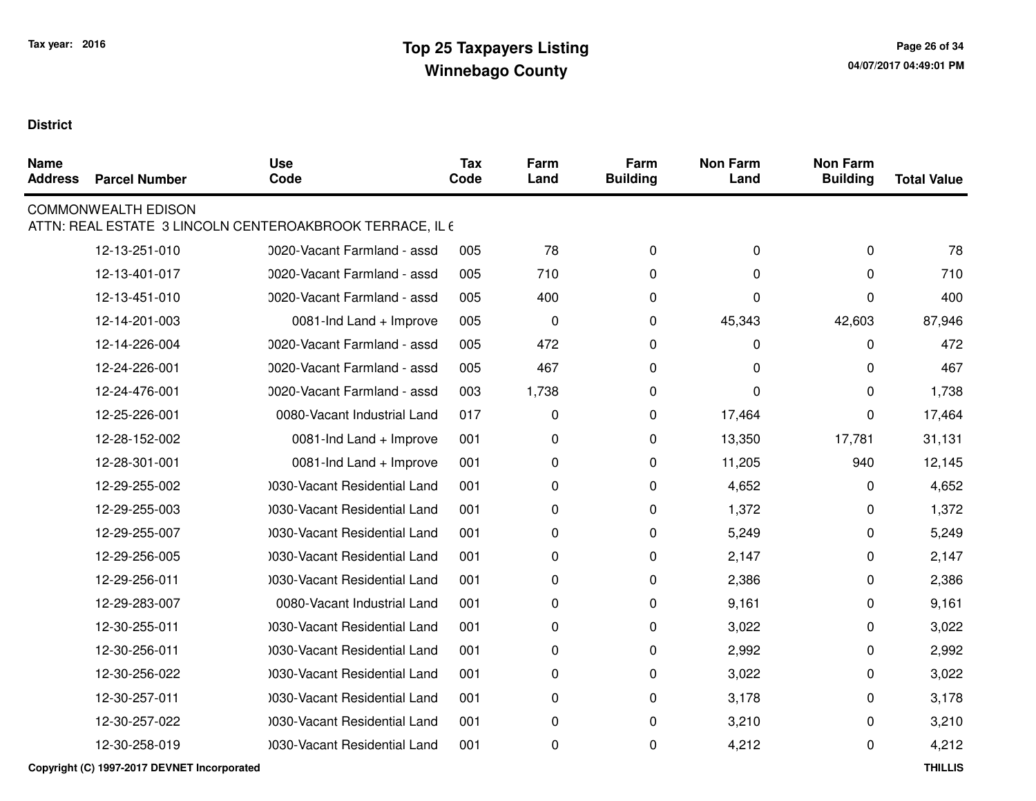# Top 25 Taxpayers Listing
## Winnebago County

Tax year: 2016

**District**

| Name Address | Parcel Number | Use Code | Tax Code | Farm Land | Farm Building | Non Farm Land | Non Farm Building | Total Value |
|---|---|---|---|---|---|---|---|---|
| COMMONWEALTH EDISON | | | | | | | | |
| ATTN: REAL ESTATE 3 LINCOLN CENTEROAKBROOK TERRACE, IL 6 | | | | | | | | |
| | 12-13-251-010 | )020-Vacant Farmland - assd | 005 | 78 | 0 | 0 | 0 | 78 |
| | 12-13-401-017 | )020-Vacant Farmland - assd | 005 | 710 | 0 | 0 | 0 | 710 |
| | 12-13-451-010 | )020-Vacant Farmland - assd | 005 | 400 | 0 | 0 | 0 | 400 |
| | 12-14-201-003 | 0081-Ind Land + Improve | 005 | 0 | 0 | 45,343 | 42,603 | 87,946 |
| | 12-14-226-004 | )020-Vacant Farmland - assd | 005 | 472 | 0 | 0 | 0 | 472 |
| | 12-24-226-001 | )020-Vacant Farmland - assd | 005 | 467 | 0 | 0 | 0 | 467 |
| | 12-24-476-001 | )020-Vacant Farmland - assd | 003 | 1,738 | 0 | 0 | 0 | 1,738 |
| | 12-25-226-001 | 0080-Vacant Industrial Land | 017 | 0 | 0 | 17,464 | 0 | 17,464 |
| | 12-28-152-002 | 0081-Ind Land + Improve | 001 | 0 | 0 | 13,350 | 17,781 | 31,131 |
| | 12-28-301-001 | 0081-Ind Land + Improve | 001 | 0 | 0 | 11,205 | 940 | 12,145 |
| | 12-29-255-002 | )030-Vacant Residential Land | 001 | 0 | 0 | 4,652 | 0 | 4,652 |
| | 12-29-255-003 | )030-Vacant Residential Land | 001 | 0 | 0 | 1,372 | 0 | 1,372 |
| | 12-29-255-007 | )030-Vacant Residential Land | 001 | 0 | 0 | 5,249 | 0 | 5,249 |
| | 12-29-256-005 | )030-Vacant Residential Land | 001 | 0 | 0 | 2,147 | 0 | 2,147 |
| | 12-29-256-011 | )030-Vacant Residential Land | 001 | 0 | 0 | 2,386 | 0 | 2,386 |
| | 12-29-283-007 | 0080-Vacant Industrial Land | 001 | 0 | 0 | 9,161 | 0 | 9,161 |
| | 12-30-255-011 | )030-Vacant Residential Land | 001 | 0 | 0 | 3,022 | 0 | 3,022 |
| | 12-30-256-011 | )030-Vacant Residential Land | 001 | 0 | 0 | 2,992 | 0 | 2,992 |
| | 12-30-256-022 | )030-Vacant Residential Land | 001 | 0 | 0 | 3,022 | 0 | 3,022 |
| | 12-30-257-011 | )030-Vacant Residential Land | 001 | 0 | 0 | 3,178 | 0 | 3,178 |
| | 12-30-257-022 | )030-Vacant Residential Land | 001 | 0 | 0 | 3,210 | 0 | 3,210 |
| | 12-30-258-019 | )030-Vacant Residential Land | 001 | 0 | 0 | 4,212 | 0 | 4,212 |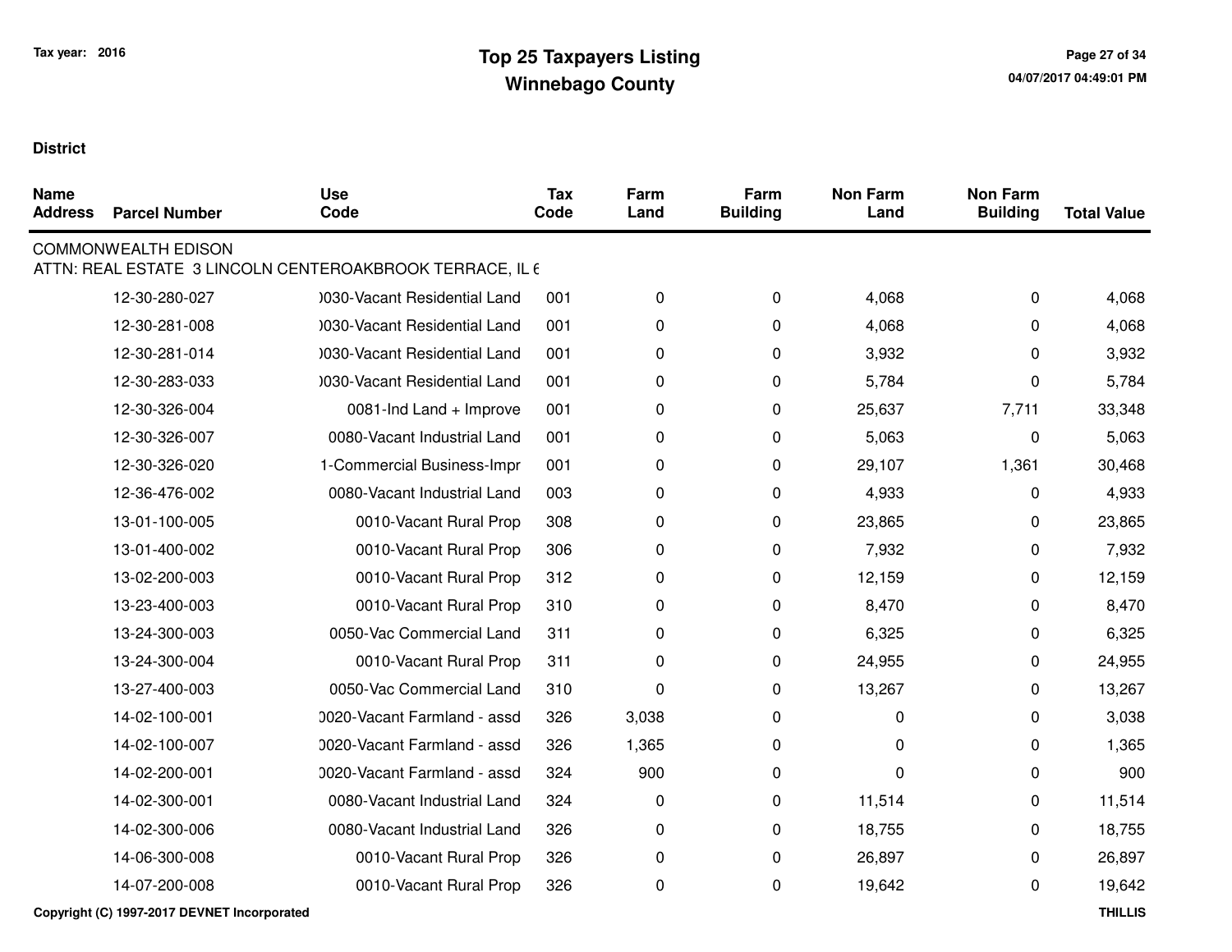Tax year: 2016

# Top 25 Taxpayers Listing
## Winnebago County

**District**

| Name Address | Parcel Number | Use Code | Tax Code | Farm Land | Farm Building | Non Farm Land | Non Farm Building | Total Value |
|---|---|---|---|---|---|---|---|---|
| COMMONWEALTH EDISON | | | | | | | | |
| ATTN: REAL ESTATE 3 LINCOLN CENTEROAKBROOK TERRACE, IL 6 | | | | | | | | |
| | 12-30-280-027 | )030-Vacant Residential Land | 001 | 0 | 0 | 4,068 | 0 | 4,068 |
| | 12-30-281-008 | )030-Vacant Residential Land | 001 | 0 | 0 | 4,068 | 0 | 4,068 |
| | 12-30-281-014 | )030-Vacant Residential Land | 001 | 0 | 0 | 3,932 | 0 | 3,932 |
| | 12-30-283-033 | )030-Vacant Residential Land | 001 | 0 | 0 | 5,784 | 0 | 5,784 |
| | 12-30-326-004 | 0081-Ind Land + Improve | 001 | 0 | 0 | 25,637 | 7,711 | 33,348 |
| | 12-30-326-007 | 0080-Vacant Industrial Land | 001 | 0 | 0 | 5,063 | 0 | 5,063 |
| | 12-30-326-020 | 1-Commercial Business-Impr | 001 | 0 | 0 | 29,107 | 1,361 | 30,468 |
| | 12-36-476-002 | 0080-Vacant Industrial Land | 003 | 0 | 0 | 4,933 | 0 | 4,933 |
| | 13-01-100-005 | 0010-Vacant Rural Prop | 308 | 0 | 0 | 23,865 | 0 | 23,865 |
| | 13-01-400-002 | 0010-Vacant Rural Prop | 306 | 0 | 0 | 7,932 | 0 | 7,932 |
| | 13-02-200-003 | 0010-Vacant Rural Prop | 312 | 0 | 0 | 12,159 | 0 | 12,159 |
| | 13-23-400-003 | 0010-Vacant Rural Prop | 310 | 0 | 0 | 8,470 | 0 | 8,470 |
| | 13-24-300-003 | 0050-Vac Commercial Land | 311 | 0 | 0 | 6,325 | 0 | 6,325 |
| | 13-24-300-004 | 0010-Vacant Rural Prop | 311 | 0 | 0 | 24,955 | 0 | 24,955 |
| | 13-27-400-003 | 0050-Vac Commercial Land | 310 | 0 | 0 | 13,267 | 0 | 13,267 |
| | 14-02-100-001 | )020-Vacant Farmland - assd | 326 | 3,038 | 0 | 0 | 0 | 3,038 |
| | 14-02-100-007 | )020-Vacant Farmland - assd | 326 | 1,365 | 0 | 0 | 0 | 1,365 |
| | 14-02-200-001 | )020-Vacant Farmland - assd | 324 | 900 | 0 | 0 | 0 | 900 |
| | 14-02-300-001 | 0080-Vacant Industrial Land | 324 | 0 | 0 | 11,514 | 0 | 11,514 |
| | 14-02-300-006 | 0080-Vacant Industrial Land | 326 | 0 | 0 | 18,755 | 0 | 18,755 |
| | 14-06-300-008 | 0010-Vacant Rural Prop | 326 | 0 | 0 | 26,897 | 0 | 26,897 |
| | 14-07-200-008 | 0010-Vacant Rural Prop | 326 | 0 | 0 | 19,642 | 0 | 19,642 |

Copyright (C) 1997-2017 DEVNET Incorporated

THILLIS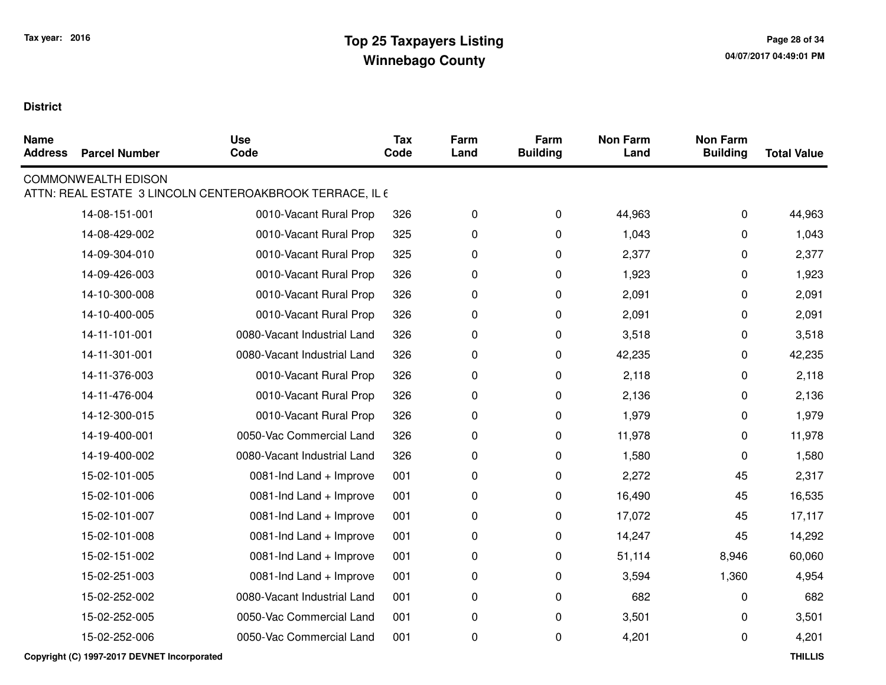**Tax year: 2016**

# Top 25 Taxpayers Listing
## Winnebago County

**District**

| Name Address | Parcel Number | Use Code | Tax Code | Farm Land | Farm Building | Non Farm Land | Non Farm Building | Total Value |
|---|---|---|---|---|---|---|---|---|
| COMMONWEALTH EDISON | | | | | | | | |
| ATTN: REAL ESTATE 3 LINCOLN CENTEROAKBROOK TERRACE, IL 6 | | | | | | | | |
| | 14-08-151-001 | 0010-Vacant Rural Prop | 326 | 0 | 0 | 44,963 | 0 | 44,963 |
| | 14-08-429-002 | 0010-Vacant Rural Prop | 325 | 0 | 0 | 1,043 | 0 | 1,043 |
| | 14-09-304-010 | 0010-Vacant Rural Prop | 325 | 0 | 0 | 2,377 | 0 | 2,377 |
| | 14-09-426-003 | 0010-Vacant Rural Prop | 326 | 0 | 0 | 1,923 | 0 | 1,923 |
| | 14-10-300-008 | 0010-Vacant Rural Prop | 326 | 0 | 0 | 2,091 | 0 | 2,091 |
| | 14-10-400-005 | 0010-Vacant Rural Prop | 326 | 0 | 0 | 2,091 | 0 | 2,091 |
| | 14-11-101-001 | 0080-Vacant Industrial Land | 326 | 0 | 0 | 3,518 | 0 | 3,518 |
| | 14-11-301-001 | 0080-Vacant Industrial Land | 326 | 0 | 0 | 42,235 | 0 | 42,235 |
| | 14-11-376-003 | 0010-Vacant Rural Prop | 326 | 0 | 0 | 2,118 | 0 | 2,118 |
| | 14-11-476-004 | 0010-Vacant Rural Prop | 326 | 0 | 0 | 2,136 | 0 | 2,136 |
| | 14-12-300-015 | 0010-Vacant Rural Prop | 326 | 0 | 0 | 1,979 | 0 | 1,979 |
| | 14-19-400-001 | 0050-Vac Commercial Land | 326 | 0 | 0 | 11,978 | 0 | 11,978 |
| | 14-19-400-002 | 0080-Vacant Industrial Land | 326 | 0 | 0 | 1,580 | 0 | 1,580 |
| | 15-02-101-005 | 0081-Ind Land + Improve | 001 | 0 | 0 | 2,272 | 45 | 2,317 |
| | 15-02-101-006 | 0081-Ind Land + Improve | 001 | 0 | 0 | 16,490 | 45 | 16,535 |
| | 15-02-101-007 | 0081-Ind Land + Improve | 001 | 0 | 0 | 17,072 | 45 | 17,117 |
| | 15-02-101-008 | 0081-Ind Land + Improve | 001 | 0 | 0 | 14,247 | 45 | 14,292 |
| | 15-02-151-002 | 0081-Ind Land + Improve | 001 | 0 | 0 | 51,114 | 8,946 | 60,060 |
| | 15-02-251-003 | 0081-Ind Land + Improve | 001 | 0 | 0 | 3,594 | 1,360 | 4,954 |
| | 15-02-252-002 | 0080-Vacant Industrial Land | 001 | 0 | 0 | 682 | 0 | 682 |
| | 15-02-252-005 | 0050-Vac Commercial Land | 001 | 0 | 0 | 3,501 | 0 | 3,501 |
| | 15-02-252-006 | 0050-Vac Commercial Land | 001 | 0 | 0 | 4,201 | 0 | 4,201 |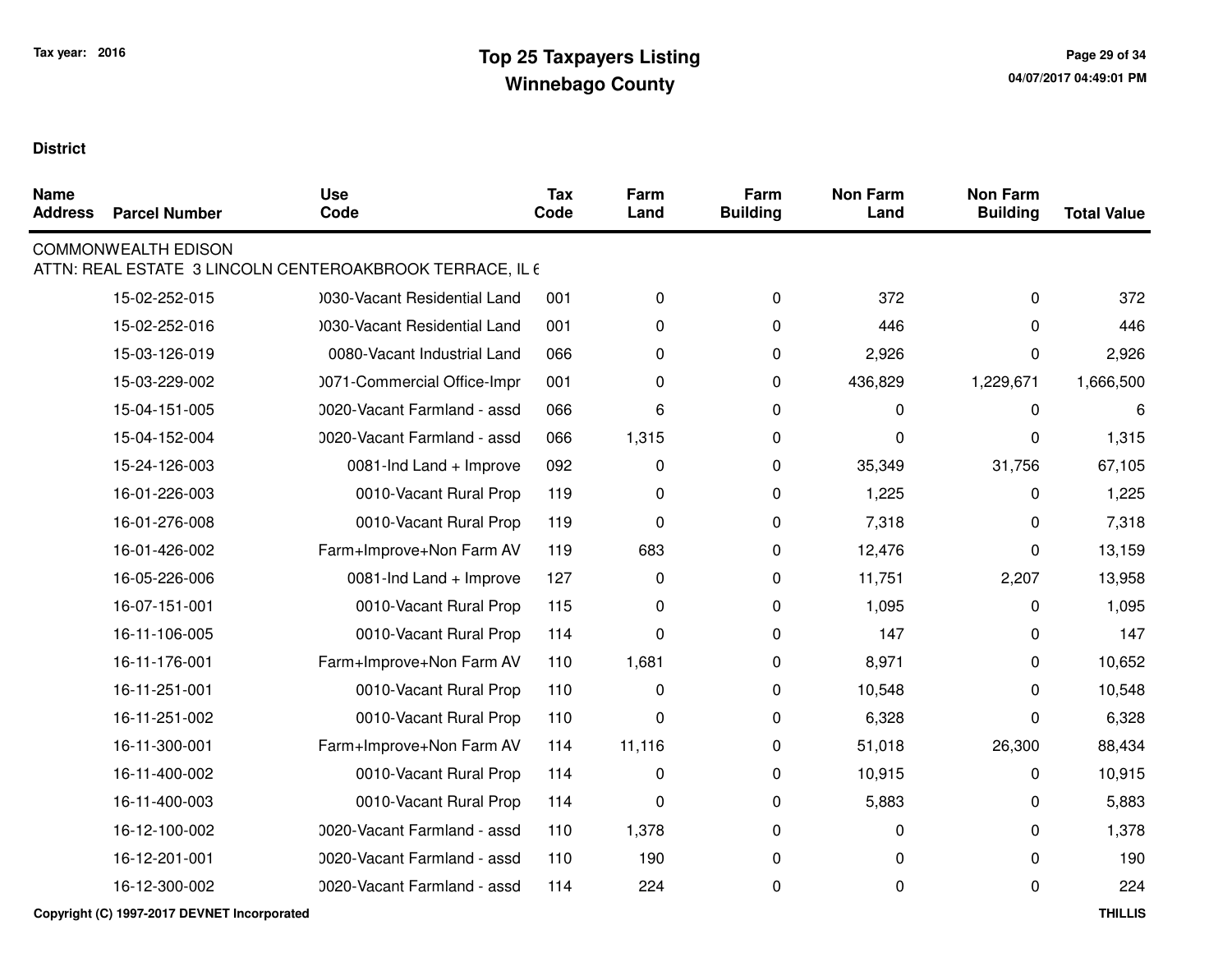# Top 25 Taxpayers Listing
## Winnebago County

Tax year: 2016

**District**

| Name Address | Parcel Number | Use Code | Tax Code | Farm Land | Farm Building | Non Farm Land | Non Farm Building | Total Value |
|---|---|---|---|---|---|---|---|---|
| COMMONWEALTH EDISON | | | | | | | | |
| ATTN: REAL ESTATE 3 LINCOLN CENTEROAKBROOK TERRACE, IL 6 | | | | | | | | |
| | 15-02-252-015 | )030-Vacant Residential Land | 001 | 0 | 0 | 372 | 0 | 372 |
| | 15-02-252-016 | )030-Vacant Residential Land | 001 | 0 | 0 | 446 | 0 | 446 |
| | 15-03-126-019 | 0080-Vacant Industrial Land | 066 | 0 | 0 | 2,926 | 0 | 2,926 |
| | 15-03-229-002 | )071-Commercial Office-Impr | 001 | 0 | 0 | 436,829 | 1,229,671 | 1,666,500 |
| | 15-04-151-005 | )020-Vacant Farmland - assd | 066 | 6 | 0 | 0 | 0 | 6 |
| | 15-04-152-004 | )020-Vacant Farmland - assd | 066 | 1,315 | 0 | 0 | 0 | 1,315 |
| | 15-24-126-003 | 0081-Ind Land + Improve | 092 | 0 | 0 | 35,349 | 31,756 | 67,105 |
| | 16-01-226-003 | 0010-Vacant Rural Prop | 119 | 0 | 0 | 1,225 | 0 | 1,225 |
| | 16-01-276-008 | 0010-Vacant Rural Prop | 119 | 0 | 0 | 7,318 | 0 | 7,318 |
| | 16-01-426-002 | Farm+Improve+Non Farm AV | 119 | 683 | 0 | 12,476 | 0 | 13,159 |
| | 16-05-226-006 | 0081-Ind Land + Improve | 127 | 0 | 0 | 11,751 | 2,207 | 13,958 |
| | 16-07-151-001 | 0010-Vacant Rural Prop | 115 | 0 | 0 | 1,095 | 0 | 1,095 |
| | 16-11-106-005 | 0010-Vacant Rural Prop | 114 | 0 | 0 | 147 | 0 | 147 |
| | 16-11-176-001 | Farm+Improve+Non Farm AV | 110 | 1,681 | 0 | 8,971 | 0 | 10,652 |
| | 16-11-251-001 | 0010-Vacant Rural Prop | 110 | 0 | 0 | 10,548 | 0 | 10,548 |
| | 16-11-251-002 | 0010-Vacant Rural Prop | 110 | 0 | 0 | 6,328 | 0 | 6,328 |
| | 16-11-300-001 | Farm+Improve+Non Farm AV | 114 | 11,116 | 0 | 51,018 | 26,300 | 88,434 |
| | 16-11-400-002 | 0010-Vacant Rural Prop | 114 | 0 | 0 | 10,915 | 0 | 10,915 |
| | 16-11-400-003 | 0010-Vacant Rural Prop | 114 | 0 | 0 | 5,883 | 0 | 5,883 |
| | 16-12-100-002 | )020-Vacant Farmland - assd | 110 | 1,378 | 0 | 0 | 0 | 1,378 |
| | 16-12-201-001 | )020-Vacant Farmland - assd | 110 | 190 | 0 | 0 | 0 | 190 |
| | 16-12-300-002 | )020-Vacant Farmland - assd | 114 | 224 | 0 | 0 | 0 | 224 |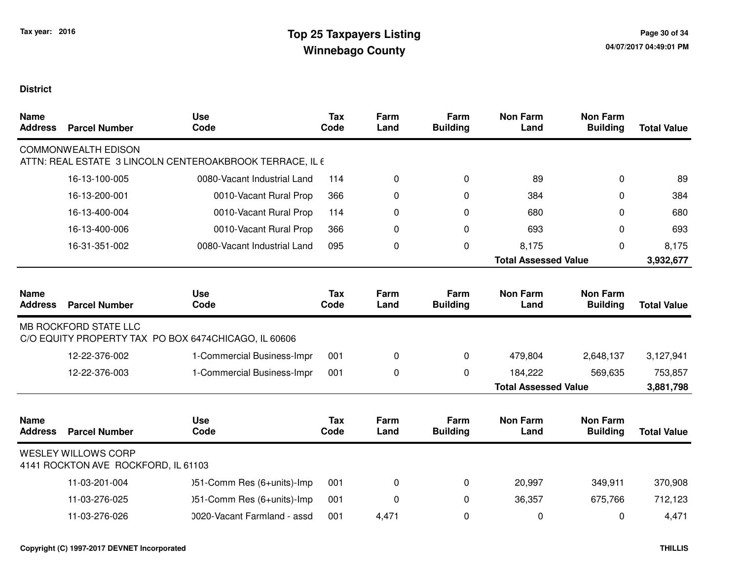# Top 25 Taxpayers Listing
## Winnebago County

Tax year: 2016

**District**

| Name Address | Parcel Number | Use Code | Tax Code | Farm Land | Farm Building | Non Farm Land | Non Farm Building | Total Value |
|---|---|---|---|---|---|---|---|---|
| COMMONWEALTH EDISON | | | | | | | | |
| ATTN: REAL ESTATE 3 LINCOLN CENTEROAKBROOK TERRACE, IL 6 | | | | | | | | |
| | 16-13-100-005 | 0080-Vacant Industrial Land | 114 | 0 | 0 | 89 | 0 | 89 |
| | 16-13-200-001 | 0010-Vacant Rural Prop | 366 | 0 | 0 | 384 | 0 | 384 |
| | 16-13-400-004 | 0010-Vacant Rural Prop | 114 | 0 | 0 | 680 | 0 | 680 |
| | 16-13-400-006 | 0010-Vacant Rural Prop | 366 | 0 | 0 | 693 | 0 | 693 |
| | 16-31-351-002 | 0080-Vacant Industrial Land | 095 | 0 | 0 | 8,175 | 0 | 8,175 |
| | | | | | | **Total Assessed Value** | | **3,932,677** |

| Name Address | Parcel Number | Use Code | Tax Code | Farm Land | Farm Building | Non Farm Land | Non Farm Building | Total Value |
|---|---|---|---|---|---|---|---|---|
| MB ROCKFORD STATE LLC | | | | | | | | |
| C/O EQUITY PROPERTY TAX PO BOX 6474CHICAGO, IL 60606 | | | | | | | | |
| | 12-22-376-002 | 1-Commercial Business-Impr | 001 | 0 | 0 | 479,804 | 2,648,137 | 3,127,941 |
| | 12-22-376-003 | 1-Commercial Business-Impr | 001 | 0 | 0 | 184,222 | 569,635 | 753,857 |
| | | | | | | **Total Assessed Value** | | **3,881,798** |

| Name Address | Parcel Number | Use Code | Tax Code | Farm Land | Farm Building | Non Farm Land | Non Farm Building | Total Value |
|---|---|---|---|---|---|---|---|---|
| WESLEY WILLOWS CORP | | | | | | | | |
| 4141 ROCKTON AVE ROCKFORD, IL 61103 | | | | | | | | |
| | 11-03-201-004 | )51-Comm Res (6+units)-Imp | 001 | 0 | 0 | 20,997 | 349,911 | 370,908 |
| | 11-03-276-025 | )51-Comm Res (6+units)-Imp | 001 | 0 | 0 | 36,357 | 675,766 | 712,123 |
| | 11-03-276-026 | )020-Vacant Farmland - assd | 001 | 4,471 | 0 | 0 | 0 | 4,471 |

Copyright (C) 1997-2017 DEVNET Incorporated

THILLIS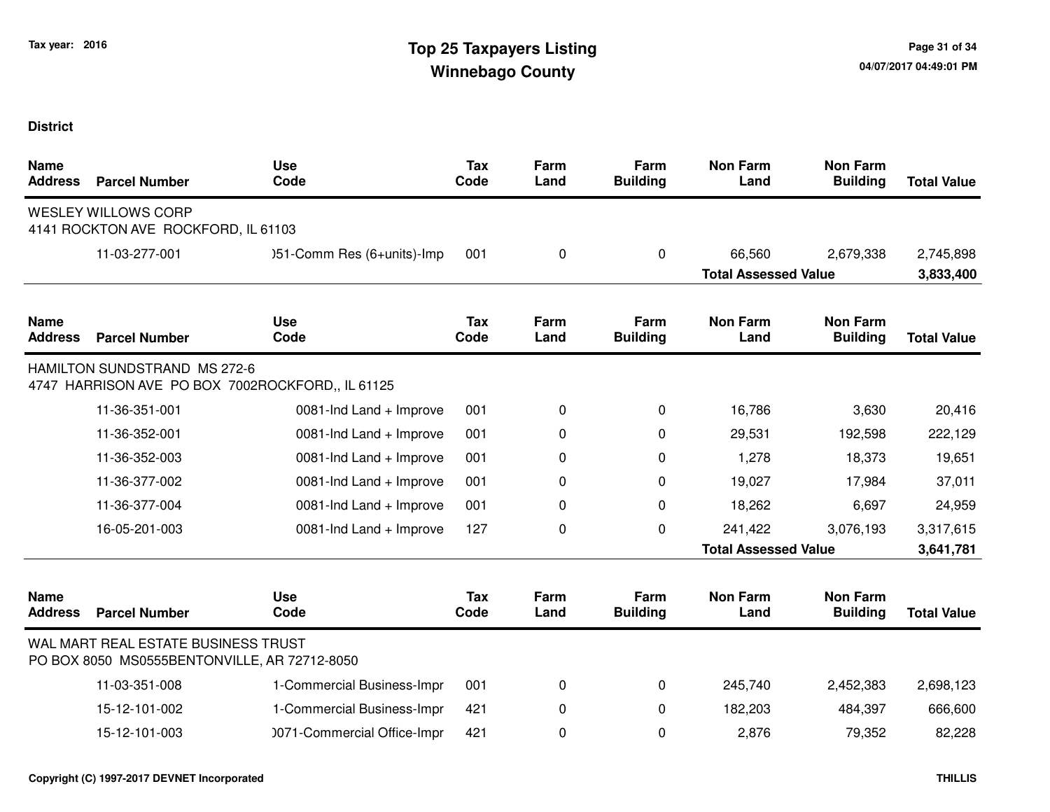Tax year: 2016

# Top 25 Taxpayers Listing
## Winnebago County

**District**

| Name / Address | Parcel Number | Use Code | Tax Code | Farm Land | Farm Building | Non Farm Land | Non Farm Building | Total Value |
|---|---|---|---|---|---|---|---|---|
| WESLEY WILLOWS CORP<br>4141 ROCKTON AVE ROCKFORD, IL 61103 | | | | | | | | |
| | 11-03-277-001 | )51-Comm Res (6+units)-Imp | 001 | 0 | 0 | 66,560 | 2,679,338 | 2,745,898 |
| | | | | | | **Total Assessed Value** | | **3,833,400** |

| Name / Address | Parcel Number | Use Code | Tax Code | Farm Land | Farm Building | Non Farm Land | Non Farm Building | Total Value |
|---|---|---|---|---|---|---|---|---|
| HAMILTON SUNDSTRAND MS 272-6<br>4747 HARRISON AVE PO BOX 7002ROCKFORD,, IL 61125 | | | | | | | | |
| | 11-36-351-001 | 0081-Ind Land + Improve | 001 | 0 | 0 | 16,786 | 3,630 | 20,416 |
| | 11-36-352-001 | 0081-Ind Land + Improve | 001 | 0 | 0 | 29,531 | 192,598 | 222,129 |
| | 11-36-352-003 | 0081-Ind Land + Improve | 001 | 0 | 0 | 1,278 | 18,373 | 19,651 |
| | 11-36-377-002 | 0081-Ind Land + Improve | 001 | 0 | 0 | 19,027 | 17,984 | 37,011 |
| | 11-36-377-004 | 0081-Ind Land + Improve | 001 | 0 | 0 | 18,262 | 6,697 | 24,959 |
| | 16-05-201-003 | 0081-Ind Land + Improve | 127 | 0 | 0 | 241,422 | 3,076,193 | 3,317,615 |
| | | | | | | **Total Assessed Value** | | **3,641,781** |

| Name / Address | Parcel Number | Use Code | Tax Code | Farm Land | Farm Building | Non Farm Land | Non Farm Building | Total Value |
|---|---|---|---|---|---|---|---|---|
| WAL MART REAL ESTATE BUSINESS TRUST<br>PO BOX 8050 MS0555BENTONVILLE, AR 72712-8050 | | | | | | | | |
| | 11-03-351-008 | 1-Commercial Business-Impr | 001 | 0 | 0 | 245,740 | 2,452,383 | 2,698,123 |
| | 15-12-101-002 | 1-Commercial Business-Impr | 421 | 0 | 0 | 182,203 | 484,397 | 666,600 |
| | 15-12-101-003 | )071-Commercial Office-Impr | 421 | 0 | 0 | 2,876 | 79,352 | 82,228 |

Copyright (C) 1997-2017 DEVNET Incorporated

THILLIS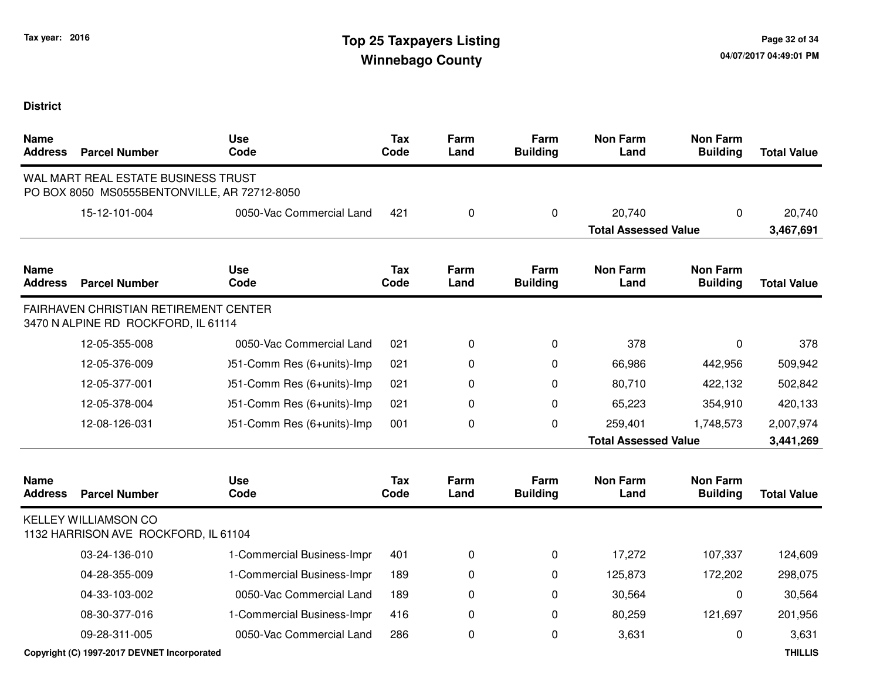**District**

| Name Address | Parcel Number | Use Code | Tax Code | Farm Land | Farm Building | Non Farm Land | Non Farm Building | Total Value |
|---|---|---|---|---|---|---|---|---|
| WAL MART REAL ESTATE BUSINESS TRUST<br>PO BOX 8050 MS0555BENTONVILLE, AR 72712-8050 | | | | | | | | |
| | 15-12-101-004 | 0050-Vac Commercial Land | 421 | 0 | 0 | 20,740 | 0 | 20,740 |
| | | | | | | **Total Assessed Value** | | **3,467,691** |

| Name Address | Parcel Number | Use Code | Tax Code | Farm Land | Farm Building | Non Farm Land | Non Farm Building | Total Value |
|---|---|---|---|---|---|---|---|---|
| FAIRHAVEN CHRISTIAN RETIREMENT CENTER<br>3470 N ALPINE RD ROCKFORD, IL 61114 | | | | | | | | |
| | 12-05-355-008 | 0050-Vac Commercial Land | 021 | 0 | 0 | 378 | 0 | 378 |
| | 12-05-376-009 | )51-Comm Res (6+units)-Imp | 021 | 0 | 0 | 66,986 | 442,956 | 509,942 |
| | 12-05-377-001 | )51-Comm Res (6+units)-Imp | 021 | 0 | 0 | 80,710 | 422,132 | 502,842 |
| | 12-05-378-004 | )51-Comm Res (6+units)-Imp | 021 | 0 | 0 | 65,223 | 354,910 | 420,133 |
| | 12-08-126-031 | )51-Comm Res (6+units)-Imp | 001 | 0 | 0 | 259,401 | 1,748,573 | 2,007,974 |
| | | | | | | **Total Assessed Value** | | **3,441,269** |

| Name Address | Parcel Number | Use Code | Tax Code | Farm Land | Farm Building | Non Farm Land | Non Farm Building | Total Value |
|---|---|---|---|---|---|---|---|---|
| KELLEY WILLIAMSON CO<br>1132 HARRISON AVE ROCKFORD, IL 61104 | | | | | | | | |
| | 03-24-136-010 | 1-Commercial Business-Impr | 401 | 0 | 0 | 17,272 | 107,337 | 124,609 |
| | 04-28-355-009 | 1-Commercial Business-Impr | 189 | 0 | 0 | 125,873 | 172,202 | 298,075 |
| | 04-33-103-002 | 0050-Vac Commercial Land | 189 | 0 | 0 | 30,564 | 0 | 30,564 |
| | 08-30-377-016 | 1-Commercial Business-Impr | 416 | 0 | 0 | 80,259 | 121,697 | 201,956 |
| | 09-28-311-005 | 0050-Vac Commercial Land | 286 | 0 | 0 | 3,631 | 0 | 3,631 |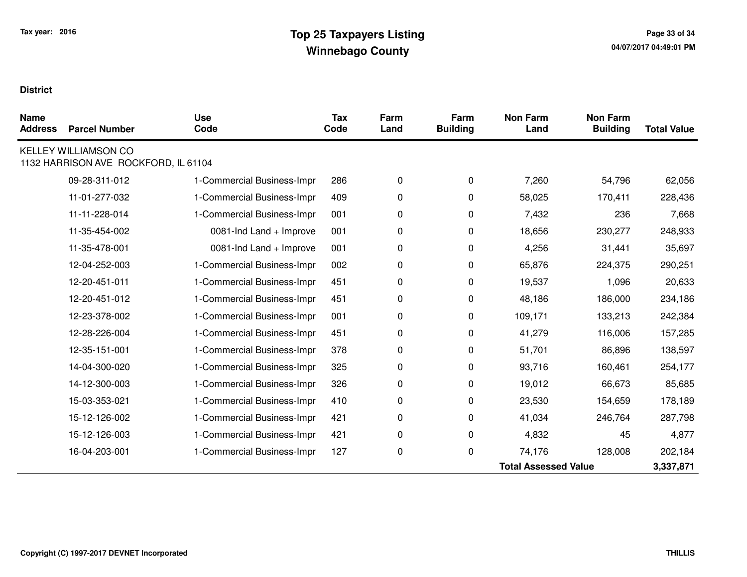Tax year: 2016

# Top 25 Taxpayers Listing
## Winnebago County

**District**

| Name Address | Parcel Number | Use Code | Tax Code | Farm Land | Farm Building | Non Farm Land | Non Farm Building | Total Value |
|---|---|---|---|---|---|---|---|---|
| KELLEY WILLIAMSON CO 1132 HARRISON AVE ROCKFORD, IL 61104 | | | | | | | | |
| | 09-28-311-012 | 1-Commercial Business-Impr | 286 | 0 | 0 | 7,260 | 54,796 | 62,056 |
| | 11-01-277-032 | 1-Commercial Business-Impr | 409 | 0 | 0 | 58,025 | 170,411 | 228,436 |
| | 11-11-228-014 | 1-Commercial Business-Impr | 001 | 0 | 0 | 7,432 | 236 | 7,668 |
| | 11-35-454-002 | 0081-Ind Land + Improve | 001 | 0 | 0 | 18,656 | 230,277 | 248,933 |
| | 11-35-478-001 | 0081-Ind Land + Improve | 001 | 0 | 0 | 4,256 | 31,441 | 35,697 |
| | 12-04-252-003 | 1-Commercial Business-Impr | 002 | 0 | 0 | 65,876 | 224,375 | 290,251 |
| | 12-20-451-011 | 1-Commercial Business-Impr | 451 | 0 | 0 | 19,537 | 1,096 | 20,633 |
| | 12-20-451-012 | 1-Commercial Business-Impr | 451 | 0 | 0 | 48,186 | 186,000 | 234,186 |
| | 12-23-378-002 | 1-Commercial Business-Impr | 001 | 0 | 0 | 109,171 | 133,213 | 242,384 |
| | 12-28-226-004 | 1-Commercial Business-Impr | 451 | 0 | 0 | 41,279 | 116,006 | 157,285 |
| | 12-35-151-001 | 1-Commercial Business-Impr | 378 | 0 | 0 | 51,701 | 86,896 | 138,597 |
| | 14-04-300-020 | 1-Commercial Business-Impr | 325 | 0 | 0 | 93,716 | 160,461 | 254,177 |
| | 14-12-300-003 | 1-Commercial Business-Impr | 326 | 0 | 0 | 19,012 | 66,673 | 85,685 |
| | 15-03-353-021 | 1-Commercial Business-Impr | 410 | 0 | 0 | 23,530 | 154,659 | 178,189 |
| | 15-12-126-002 | 1-Commercial Business-Impr | 421 | 0 | 0 | 41,034 | 246,764 | 287,798 |
| | 15-12-126-003 | 1-Commercial Business-Impr | 421 | 0 | 0 | 4,832 | 45 | 4,877 |
| | 16-04-203-001 | 1-Commercial Business-Impr | 127 | 0 | 0 | 74,176 | 128,008 | 202,184 |
| | | | | | | **Total Assessed Value** | | **3,337,871** |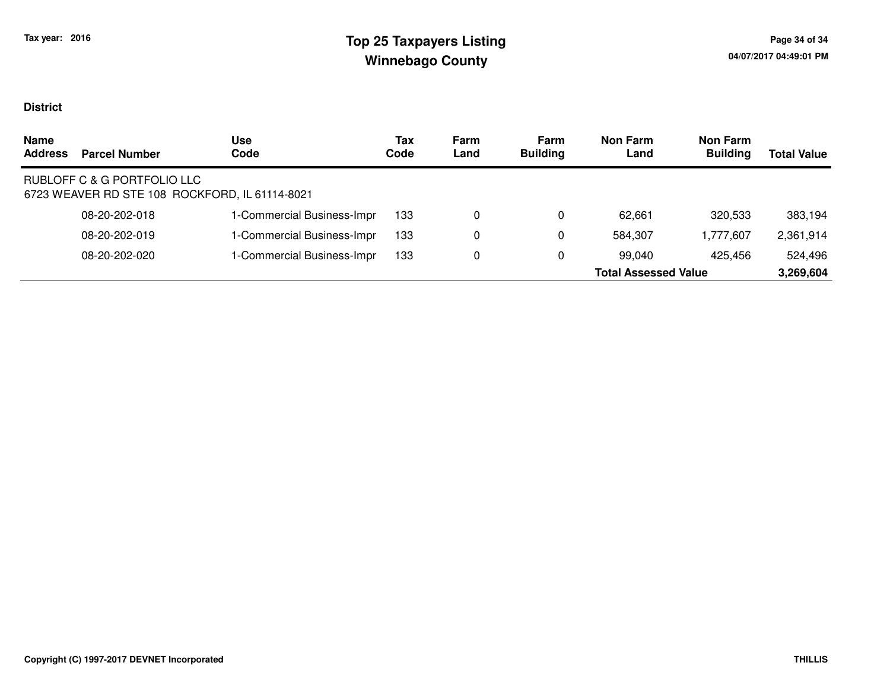**District**

| Name Address | Parcel Number | Use Code | Tax Code | Farm Land | Farm Building | Non Farm Land | Non Farm Building | Total Value |
|---|---|---|---|---|---|---|---|---|
| RUBLOFF C & G PORTFOLIO LLC<br>6723 WEAVER RD STE 108 ROCKFORD, IL 61114-8021 | | | | | | | | |
| | 08-20-202-018 | 1-Commercial Business-Impr | 133 | 0 | 0 | 62,661 | 320,533 | 383,194 |
| | 08-20-202-019 | 1-Commercial Business-Impr | 133 | 0 | 0 | 584,307 | 1,777,607 | 2,361,914 |
| | 08-20-202-020 | 1-Commercial Business-Impr | 133 | 0 | 0 | 99,040 | 425,456 | 524,496 |
| | | | | | | **Total Assessed Value** | | **3,269,604** |

**Copyright (C) 1997-2017 DEVNET Incorporated**

**THILLIS**